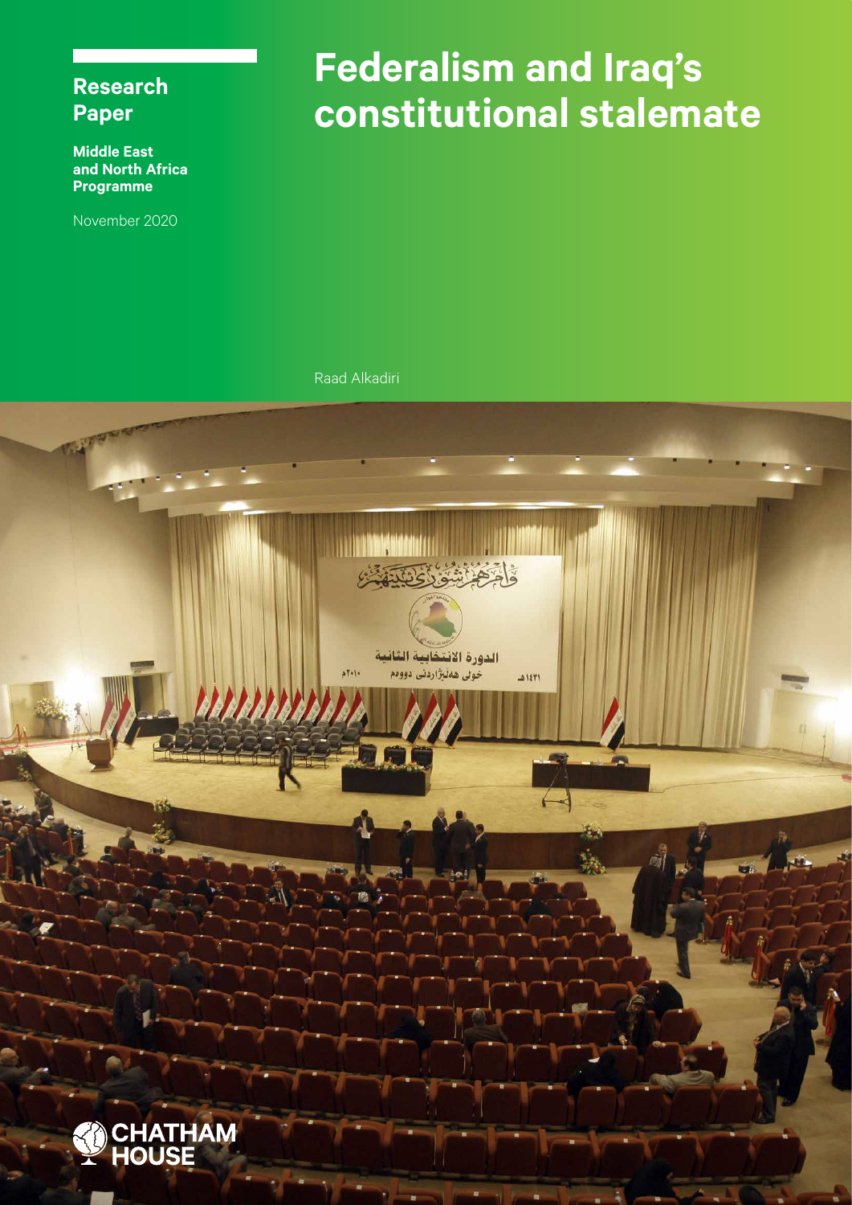**Research Paper**

**Middle East and North Africa Programme**

November 2020

# Federalism and Iraq's constitutional stalemate

Raad Alkadiri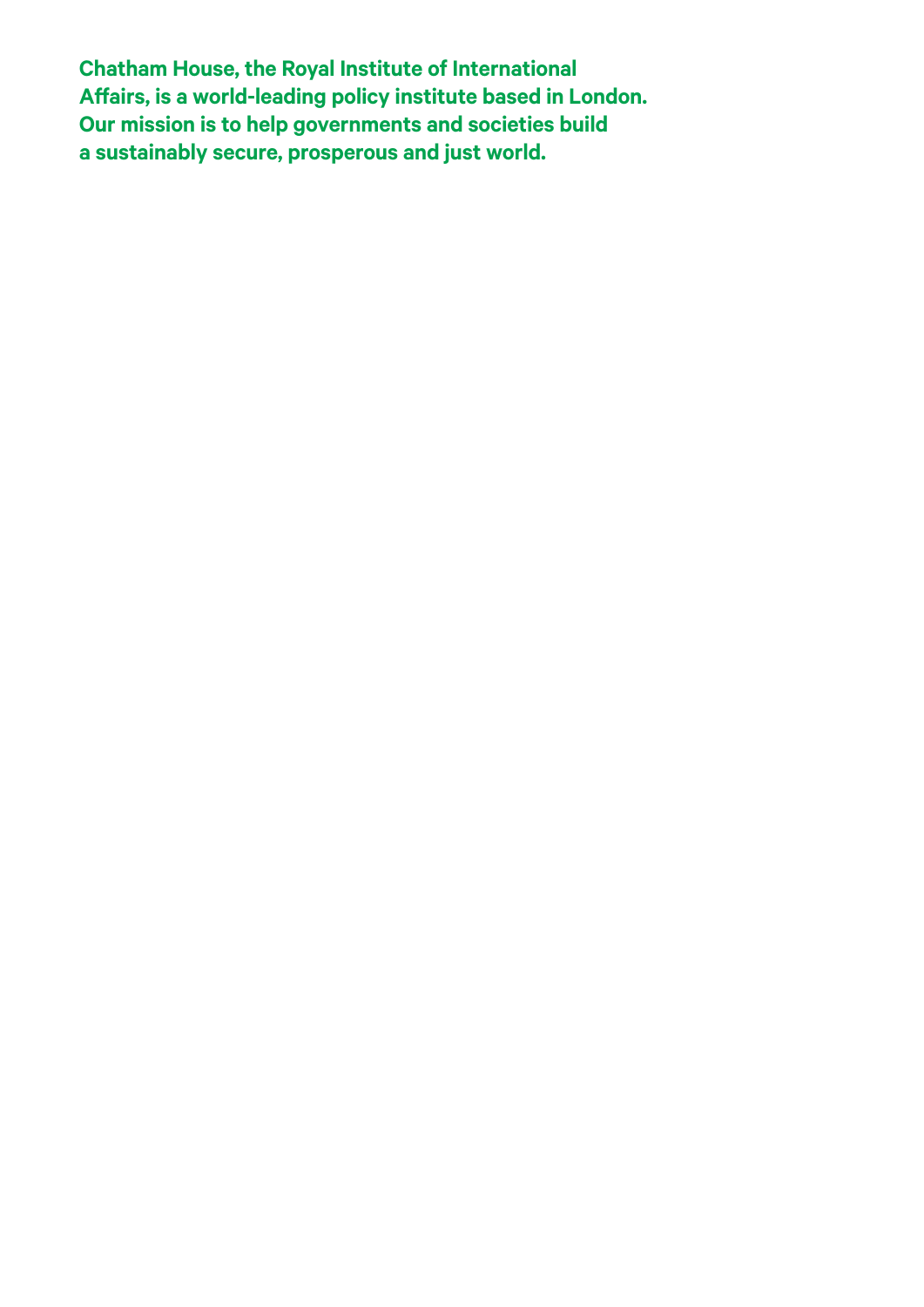**Chatham House, the Royal Institute of International Affairs, is a world-leading policy institute based in London. Our mission is to help governments and societies build a sustainably secure, prosperous and just world.**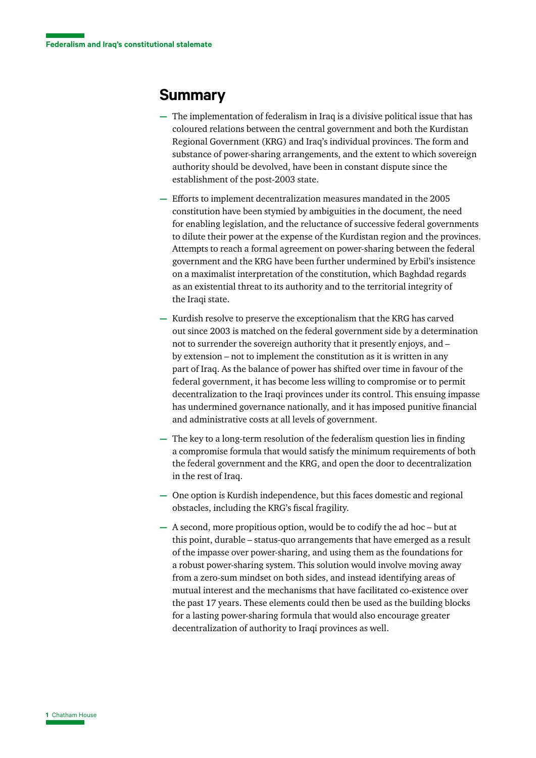## Summary

- The implementation of federalism in Iraq is a divisive political issue that has coloured relations between the central government and both the Kurdistan Regional Government (KRG) and Iraq's individual provinces. The form and substance of power-sharing arrangements, and the extent to which sovereign authority should be devolved, have been in constant dispute since the establishment of the post-2003 state.
- Efforts to implement decentralization measures mandated in the 2005 constitution have been stymied by ambiguities in the document, the need for enabling legislation, and the reluctance of successive federal governments to dilute their power at the expense of the Kurdistan region and the provinces. Attempts to reach a formal agreement on power-sharing between the federal government and the KRG have been further undermined by Erbil's insistence on a maximalist interpretation of the constitution, which Baghdad regards as an existential threat to its authority and to the territorial integrity of the Iraqi state.
- Kurdish resolve to preserve the exceptionalism that the KRG has carved out since 2003 is matched on the federal government side by a determination not to surrender the sovereign authority that it presently enjoys, and – by extension – not to implement the constitution as it is written in any part of Iraq. As the balance of power has shifted over time in favour of the federal government, it has become less willing to compromise or to permit decentralization to the Iraqi provinces under its control. This ensuing impasse has undermined governance nationally, and it has imposed punitive financial and administrative costs at all levels of government.
- The key to a long-term resolution of the federalism question lies in finding a compromise formula that would satisfy the minimum requirements of both the federal government and the KRG, and open the door to decentralization in the rest of Iraq.
- One option is Kurdish independence, but this faces domestic and regional obstacles, including the KRG's fiscal fragility.
- A second, more propitious option, would be to codify the ad hoc – but at this point, durable – status-quo arrangements that have emerged as a result of the impasse over power-sharing, and using them as the foundations for a robust power-sharing system. This solution would involve moving away from a zero-sum mindset on both sides, and instead identifying areas of mutual interest and the mechanisms that have facilitated co-existence over the past 17 years. These elements could then be used as the building blocks for a lasting power-sharing formula that would also encourage greater decentralization of authority to Iraqi provinces as well.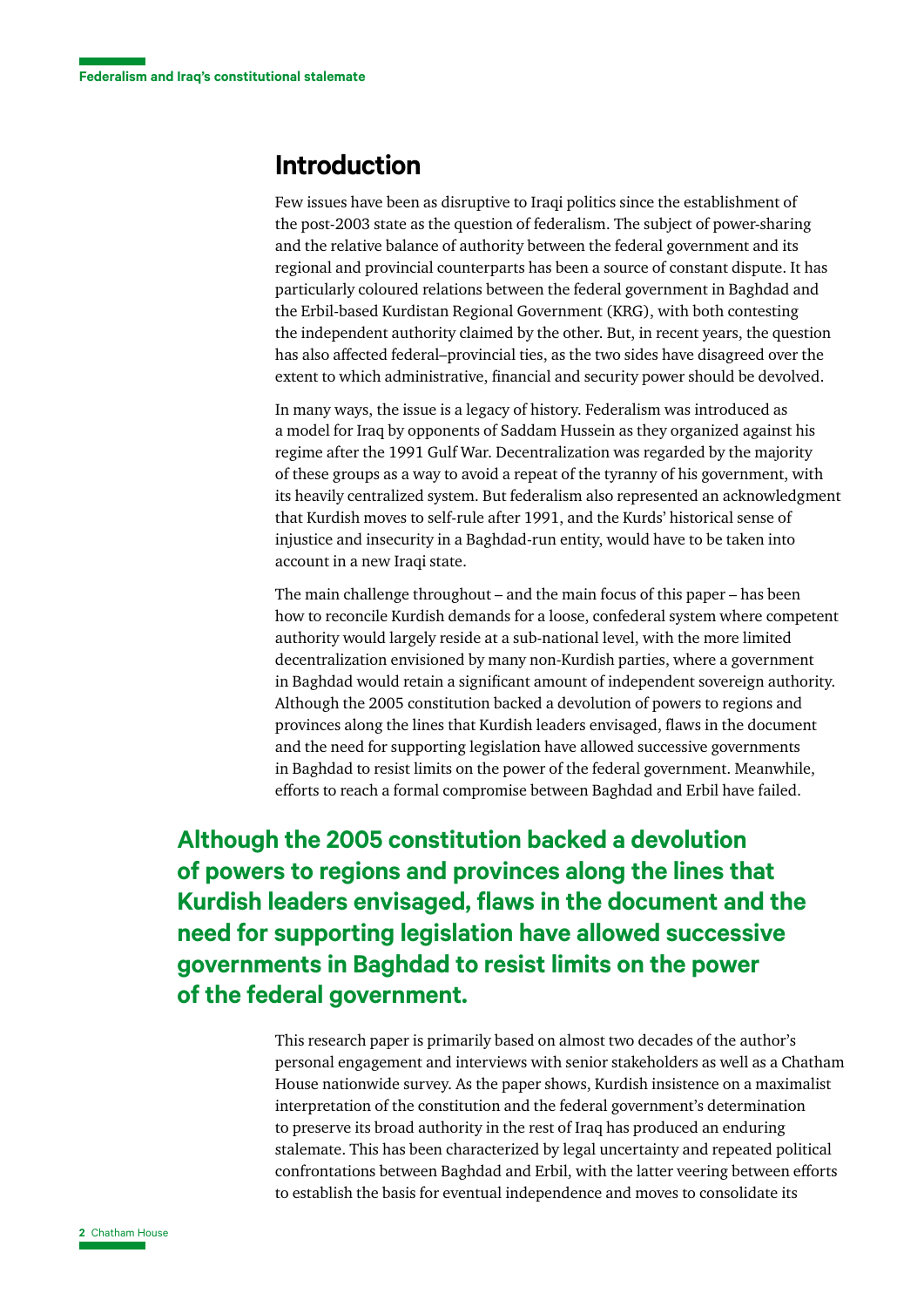## Introduction

Few issues have been as disruptive to Iraqi politics since the establishment of the post-2003 state as the question of federalism. The subject of power-sharing and the relative balance of authority between the federal government and its regional and provincial counterparts has been a source of constant dispute. It has particularly coloured relations between the federal government in Baghdad and the Erbil-based Kurdistan Regional Government (KRG), with both contesting the independent authority claimed by the other. But, in recent years, the question has also affected federal–provincial ties, as the two sides have disagreed over the extent to which administrative, financial and security power should be devolved.

In many ways, the issue is a legacy of history. Federalism was introduced as a model for Iraq by opponents of Saddam Hussein as they organized against his regime after the 1991 Gulf War. Decentralization was regarded by the majority of these groups as a way to avoid a repeat of the tyranny of his government, with its heavily centralized system. But federalism also represented an acknowledgment that Kurdish moves to self-rule after 1991, and the Kurds' historical sense of injustice and insecurity in a Baghdad-run entity, would have to be taken into account in a new Iraqi state.

The main challenge throughout – and the main focus of this paper – has been how to reconcile Kurdish demands for a loose, confederal system where competent authority would largely reside at a sub-national level, with the more limited decentralization envisioned by many non-Kurdish parties, where a government in Baghdad would retain a significant amount of independent sovereign authority. Although the 2005 constitution backed a devolution of powers to regions and provinces along the lines that Kurdish leaders envisaged, flaws in the document and the need for supporting legislation have allowed successive governments in Baghdad to resist limits on the power of the federal government. Meanwhile, efforts to reach a formal compromise between Baghdad and Erbil have failed.

**Although the 2005 constitution backed a devolution of powers to regions and provinces along the lines that Kurdish leaders envisaged, flaws in the document and the need for supporting legislation have allowed successive governments in Baghdad to resist limits on the power of the federal government.**

This research paper is primarily based on almost two decades of the author's personal engagement and interviews with senior stakeholders as well as a Chatham House nationwide survey. As the paper shows, Kurdish insistence on a maximalist interpretation of the constitution and the federal government's determination to preserve its broad authority in the rest of Iraq has produced an enduring stalemate. This has been characterized by legal uncertainty and repeated political confrontations between Baghdad and Erbil, with the latter veering between efforts to establish the basis for eventual independence and moves to consolidate its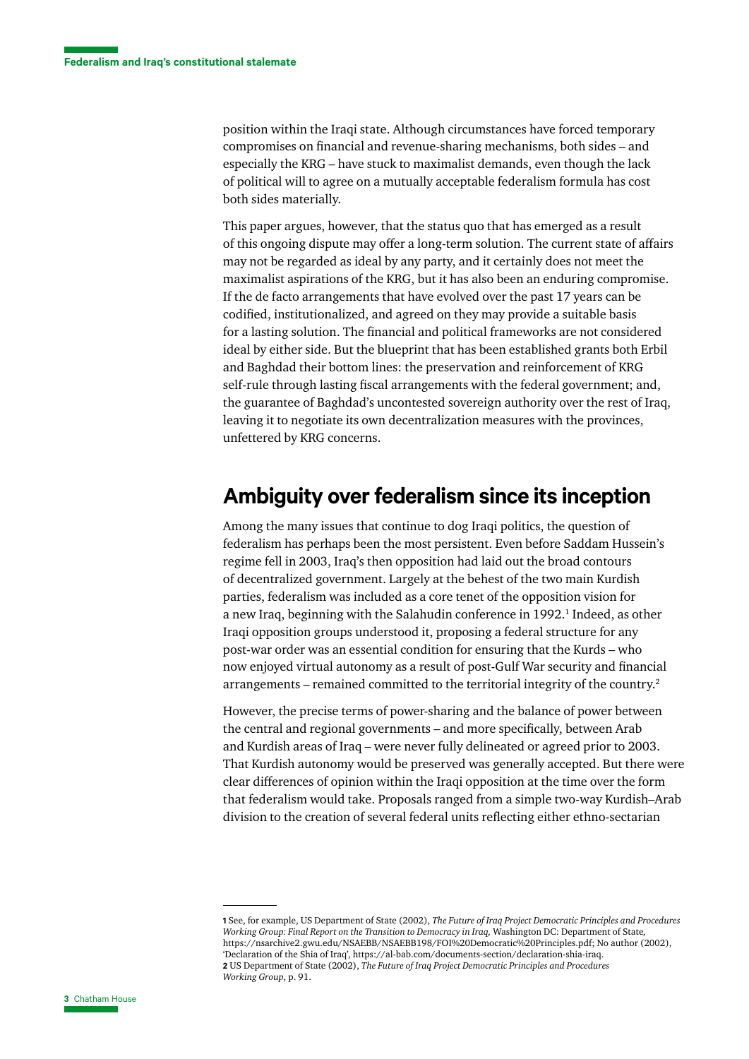position within the Iraqi state. Although circumstances have forced temporary compromises on financial and revenue-sharing mechanisms, both sides – and especially the KRG – have stuck to maximalist demands, even though the lack of political will to agree on a mutually acceptable federalism formula has cost both sides materially.

This paper argues, however, that the status quo that has emerged as a result of this ongoing dispute may offer a long-term solution. The current state of affairs may not be regarded as ideal by any party, and it certainly does not meet the maximalist aspirations of the KRG, but it has also been an enduring compromise. If the de facto arrangements that have evolved over the past 17 years can be codified, institutionalized, and agreed on they may provide a suitable basis for a lasting solution. The financial and political frameworks are not considered ideal by either side. But the blueprint that has been established grants both Erbil and Baghdad their bottom lines: the preservation and reinforcement of KRG self-rule through lasting fiscal arrangements with the federal government; and, the guarantee of Baghdad's uncontested sovereign authority over the rest of Iraq, leaving it to negotiate its own decentralization measures with the provinces, unfettered by KRG concerns.

## Ambiguity over federalism since its inception

Among the many issues that continue to dog Iraqi politics, the question of federalism has perhaps been the most persistent. Even before Saddam Hussein's regime fell in 2003, Iraq's then opposition had laid out the broad contours of decentralized government. Largely at the behest of the two main Kurdish parties, federalism was included as a core tenet of the opposition vision for a new Iraq, beginning with the Salahudin conference in 1992.[1] Indeed, as other Iraqi opposition groups understood it, proposing a federal structure for any post-war order was an essential condition for ensuring that the Kurds – who now enjoyed virtual autonomy as a result of post-Gulf War security and financial arrangements – remained committed to the territorial integrity of the country.[2]

However, the precise terms of power-sharing and the balance of power between the central and regional governments – and more specifically, between Arab and Kurdish areas of Iraq – were never fully delineated or agreed prior to 2003. That Kurdish autonomy would be preserved was generally accepted. But there were clear differences of opinion within the Iraqi opposition at the time over the form that federalism would take. Proposals ranged from a simple two-way Kurdish–Arab division to the creation of several federal units reflecting either ethno-sectarian

---

**1** See, for example, US Department of State (2002), *The Future of Iraq Project Democratic Principles and Procedures Working Group: Final Report on the Transition to Democracy in Iraq,* Washington DC: Department of State, https://nsarchive2.gwu.edu/NSAEBB/NSAEBB198/FOI%20Democratic%20Principles.pdf; No author (2002), 'Declaration of the Shia of Iraq', https://al-bab.com/documents-section/declaration-shia-iraq.

**2** US Department of State (2002), *The Future of Iraq Project Democratic Principles and Procedures Working Group*, p. 91.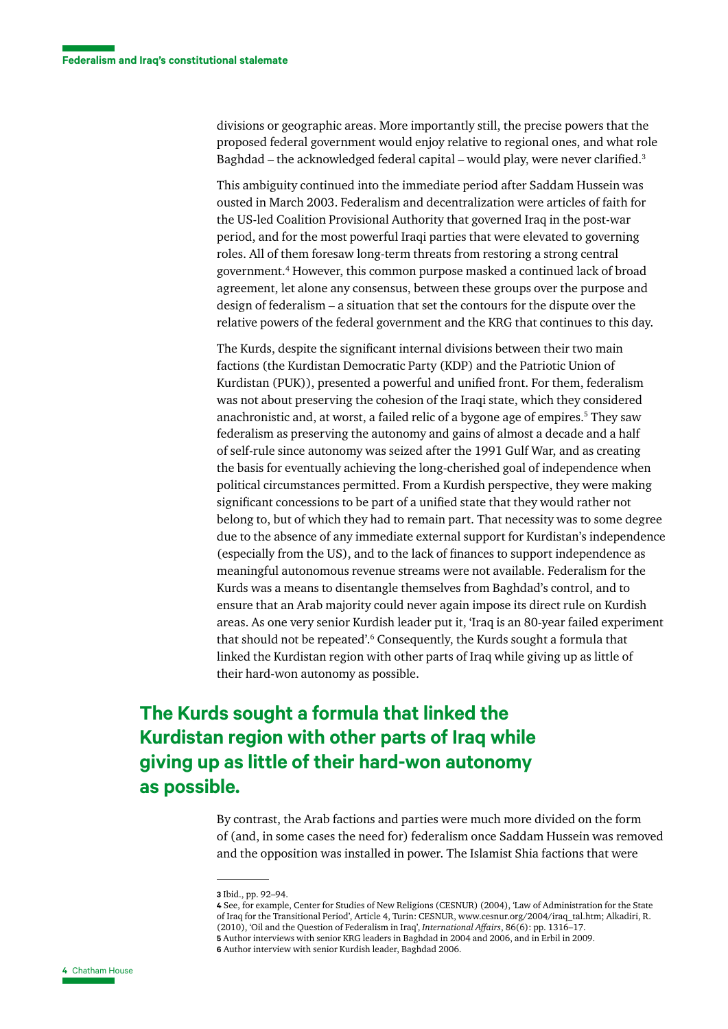divisions or geographic areas. More importantly still, the precise powers that the proposed federal government would enjoy relative to regional ones, and what role Baghdad – the acknowledged federal capital – would play, were never clarified.[3]

This ambiguity continued into the immediate period after Saddam Hussein was ousted in March 2003. Federalism and decentralization were articles of faith for the US-led Coalition Provisional Authority that governed Iraq in the post-war period, and for the most powerful Iraqi parties that were elevated to governing roles. All of them foresaw long-term threats from restoring a strong central government.[4] However, this common purpose masked a continued lack of broad agreement, let alone any consensus, between these groups over the purpose and design of federalism – a situation that set the contours for the dispute over the relative powers of the federal government and the KRG that continues to this day.

The Kurds, despite the significant internal divisions between their two main factions (the Kurdistan Democratic Party (KDP) and the Patriotic Union of Kurdistan (PUK)), presented a powerful and unified front. For them, federalism was not about preserving the cohesion of the Iraqi state, which they considered anachronistic and, at worst, a failed relic of a bygone age of empires.[5] They saw federalism as preserving the autonomy and gains of almost a decade and a half of self-rule since autonomy was seized after the 1991 Gulf War, and as creating the basis for eventually achieving the long-cherished goal of independence when political circumstances permitted. From a Kurdish perspective, they were making significant concessions to be part of a unified state that they would rather not belong to, but of which they had to remain part. That necessity was to some degree due to the absence of any immediate external support for Kurdistan's independence (especially from the US), and to the lack of finances to support independence as meaningful autonomous revenue streams were not available. Federalism for the Kurds was a means to disentangle themselves from Baghdad's control, and to ensure that an Arab majority could never again impose its direct rule on Kurdish areas. As one very senior Kurdish leader put it, 'Iraq is an 80-year failed experiment that should not be repeated'.[6] Consequently, the Kurds sought a formula that linked the Kurdistan region with other parts of Iraq while giving up as little of their hard-won autonomy as possible.

**The Kurds sought a formula that linked the Kurdistan region with other parts of Iraq while giving up as little of their hard-won autonomy as possible.**

By contrast, the Arab factions and parties were much more divided on the form of (and, in some cases the need for) federalism once Saddam Hussein was removed and the opposition was installed in power. The Islamist Shia factions that were

---

**3** Ibid., pp. 92–94.

**4** See, for example, Center for Studies of New Religions (CESNUR) (2004), 'Law of Administration for the State of Iraq for the Transitional Period', Article 4, Turin: CESNUR, www.cesnur.org/2004/iraq_tal.htm; Alkadiri, R. (2010), 'Oil and the Question of Federalism in Iraq', *International Affairs*, 86(6): pp. 1316–17.

**5** Author interviews with senior KRG leaders in Baghdad in 2004 and 2006, and in Erbil in 2009.

**6** Author interview with senior Kurdish leader, Baghdad 2006.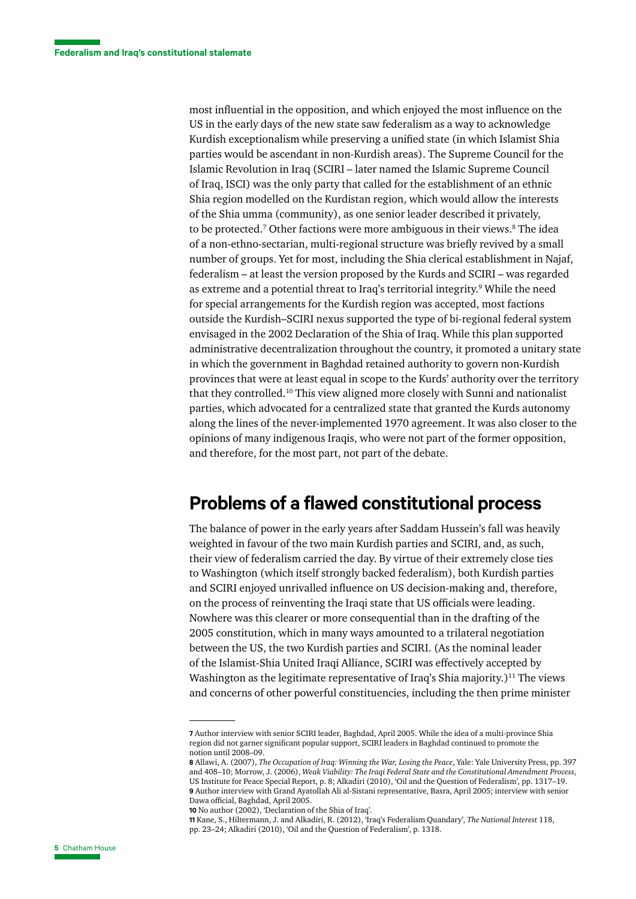most influential in the opposition, and which enjoyed the most influence on the US in the early days of the new state saw federalism as a way to acknowledge Kurdish exceptionalism while preserving a unified state (in which Islamist Shia parties would be ascendant in non-Kurdish areas). The Supreme Council for the Islamic Revolution in Iraq (SCIRI – later named the Islamic Supreme Council of Iraq, ISCI) was the only party that called for the establishment of an ethnic Shia region modelled on the Kurdistan region, which would allow the interests of the Shia umma (community), as one senior leader described it privately, to be protected.[7] Other factions were more ambiguous in their views.[8] The idea of a non-ethno-sectarian, multi-regional structure was briefly revived by a small number of groups. Yet for most, including the Shia clerical establishment in Najaf, federalism – at least the version proposed by the Kurds and SCIRI – was regarded as extreme and a potential threat to Iraq's territorial integrity.[9] While the need for special arrangements for the Kurdish region was accepted, most factions outside the Kurdish–SCIRI nexus supported the type of bi-regional federal system envisaged in the 2002 Declaration of the Shia of Iraq. While this plan supported administrative decentralization throughout the country, it promoted a unitary state in which the government in Baghdad retained authority to govern non-Kurdish provinces that were at least equal in scope to the Kurds' authority over the territory that they controlled.[10] This view aligned more closely with Sunni and nationalist parties, which advocated for a centralized state that granted the Kurds autonomy along the lines of the never-implemented 1970 agreement. It was also closer to the opinions of many indigenous Iraqis, who were not part of the former opposition, and therefore, for the most part, not part of the debate.

## Problems of a flawed constitutional process

The balance of power in the early years after Saddam Hussein's fall was heavily weighted in favour of the two main Kurdish parties and SCIRI, and, as such, their view of federalism carried the day. By virtue of their extremely close ties to Washington (which itself strongly backed federalism), both Kurdish parties and SCIRI enjoyed unrivalled influence on US decision-making and, therefore, on the process of reinventing the Iraqi state that US officials were leading. Nowhere was this clearer or more consequential than in the drafting of the 2005 constitution, which in many ways amounted to a trilateral negotiation between the US, the two Kurdish parties and SCIRI. (As the nominal leader of the Islamist-Shia United Iraqi Alliance, SCIRI was effectively accepted by Washington as the legitimate representative of Iraq's Shia majority.)[11] The views and concerns of other powerful constituencies, including the then prime minister

---

**7** Author interview with senior SCIRI leader, Baghdad, April 2005. While the idea of a multi-province Shia region did not garner significant popular support, SCIRI leaders in Baghdad continued to promote the notion until 2008–09.

**8** Allawi, A. (2007), *The Occupation of Iraq: Winning the War, Losing the Peace*, Yale: Yale University Press, pp. 397 and 408–10; Morrow, J. (2006), *Weak Viability: The Iraqi Federal State and the Constitutional Amendment Process*, US Institute for Peace Special Report, p. 8; Alkadiri (2010), 'Oil and the Question of Federalism', pp. 1317–19.

**9** Author interview with Grand Ayatollah Ali al-Sistani representative, Basra, April 2005; interview with senior Dawa official, Baghdad, April 2005.

**10** No author (2002), 'Declaration of the Shia of Iraq'.

**11** Kane, S., Hiltermann, J. and Alkadiri, R. (2012), 'Iraq's Federalism Quandary', *The National Interest* 118, pp. 23–24; Alkadiri (2010), 'Oil and the Question of Federalism', p. 1318.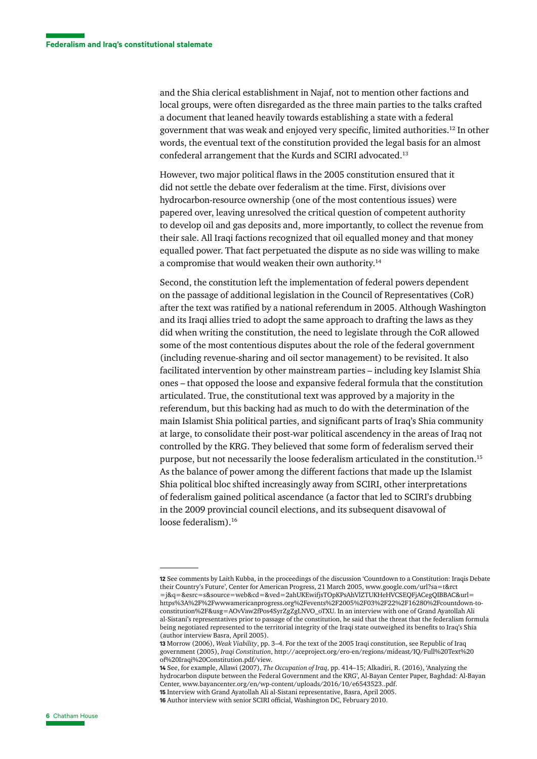and the Shia clerical establishment in Najaf, not to mention other factions and local groups, were often disregarded as the three main parties to the talks crafted a document that leaned heavily towards establishing a state with a federal government that was weak and enjoyed very specific, limited authorities.[12] In other words, the eventual text of the constitution provided the legal basis for an almost confederal arrangement that the Kurds and SCIRI advocated.[13]

However, two major political flaws in the 2005 constitution ensured that it did not settle the debate over federalism at the time. First, divisions over hydrocarbon-resource ownership (one of the most contentious issues) were papered over, leaving unresolved the critical question of competent authority to develop oil and gas deposits and, more importantly, to collect the revenue from their sale. All Iraqi factions recognized that oil equalled money and that money equalled power. That fact perpetuated the dispute as no side was willing to make a compromise that would weaken their own authority.[14]

Second, the constitution left the implementation of federal powers dependent on the passage of additional legislation in the Council of Representatives (CoR) after the text was ratified by a national referendum in 2005. Although Washington and its Iraqi allies tried to adopt the same approach to drafting the laws as they did when writing the constitution, the need to legislate through the CoR allowed some of the most contentious disputes about the role of the federal government (including revenue-sharing and oil sector management) to be revisited. It also facilitated intervention by other mainstream parties – including key Islamist Shia ones – that opposed the loose and expansive federal formula that the constitution articulated. True, the constitutional text was approved by a majority in the referendum, but this backing had as much to do with the determination of the main Islamist Shia political parties, and significant parts of Iraq's Shia community at large, to consolidate their post-war political ascendency in the areas of Iraq not controlled by the KRG. They believed that some form of federalism served their purpose, but not necessarily the loose federalism articulated in the constitution.[15] As the balance of power among the different factions that made up the Islamist Shia political bloc shifted increasingly away from SCIRI, other interpretations of federalism gained political ascendance (a factor that led to SCIRI's drubbing in the 2009 provincial council elections, and its subsequent disavowal of loose federalism).[16]

---

**12** See comments by Laith Kubba, in the proceedings of the discussion 'Countdown to a Constitution: Iraqis Debate their Country's Future', Center for American Progress, 21 March 2005, www.google.com/url?sa=t&rct=j&q=&esrc=s&source=web&cd=&ved=2ahUKEwifjsTOpKPsAhVlZTUKHeHVCSEQFjACegQIBBAC&url=https%3A%2F%2Fwwwamericanprogress.org%2Fevents%2F2005%2F03%2F22%2F16280%2Fcountdown-to-constitution%2F&usg=AOvVaw2fPos4SyrZgZgLNVO_oTXU. In an interview with one of Grand Ayatollah Ali al-Sistani's representatives prior to passage of the constitution, he said that the threat that the federalism formula being negotiated represented to the territorial integrity of the Iraqi state outweighed its benefits to Iraq's Shia (author interview Basra, April 2005).

**13** Morrow (2006), *Weak Viability*, pp. 3–4. For the text of the 2005 Iraqi constitution, see Republic of Iraq government (2005), *Iraqi Constitution*, http://aceproject.org/ero-en/regions/mideast/IQ/Full%20Text%20of%20Iraqi%20Constitution.pdf/view.

**14** See, for example, Allawi (2007), *The Occupation of Iraq*, pp. 414–15; Alkadiri, R. (2016), 'Analyzing the hydrocarbon dispute between the Federal Government and the KRG', Al-Bayan Center Paper, Baghdad: Al-Bayan Center, www.bayancenter.org/en/wp-content/uploads/2016/10/e6543523..pdf.

**15** Interview with Grand Ayatollah Ali al-Sistani representative, Basra, April 2005.

**16** Author interview with senior SCIRI official, Washington DC, February 2010.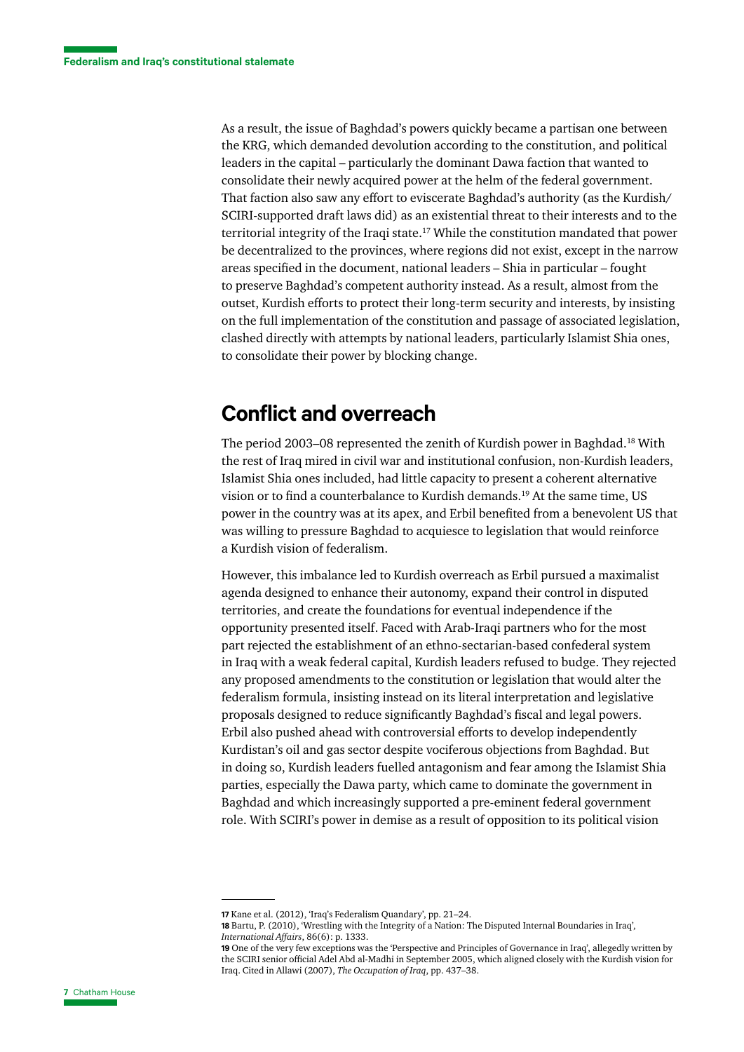As a result, the issue of Baghdad's powers quickly became a partisan one between the KRG, which demanded devolution according to the constitution, and political leaders in the capital – particularly the dominant Dawa faction that wanted to consolidate their newly acquired power at the helm of the federal government. That faction also saw any effort to eviscerate Baghdad's authority (as the Kurdish/SCIRI-supported draft laws did) as an existential threat to their interests and to the territorial integrity of the Iraqi state.[17] While the constitution mandated that power be decentralized to the provinces, where regions did not exist, except in the narrow areas specified in the document, national leaders – Shia in particular – fought to preserve Baghdad's competent authority instead. As a result, almost from the outset, Kurdish efforts to protect their long-term security and interests, by insisting on the full implementation of the constitution and passage of associated legislation, clashed directly with attempts by national leaders, particularly Islamist Shia ones, to consolidate their power by blocking change.

## Conflict and overreach

The period 2003–08 represented the zenith of Kurdish power in Baghdad.[18] With the rest of Iraq mired in civil war and institutional confusion, non-Kurdish leaders, Islamist Shia ones included, had little capacity to present a coherent alternative vision or to find a counterbalance to Kurdish demands.[19] At the same time, US power in the country was at its apex, and Erbil benefited from a benevolent US that was willing to pressure Baghdad to acquiesce to legislation that would reinforce a Kurdish vision of federalism.

However, this imbalance led to Kurdish overreach as Erbil pursued a maximalist agenda designed to enhance their autonomy, expand their control in disputed territories, and create the foundations for eventual independence if the opportunity presented itself. Faced with Arab-Iraqi partners who for the most part rejected the establishment of an ethno-sectarian-based confederal system in Iraq with a weak federal capital, Kurdish leaders refused to budge. They rejected any proposed amendments to the constitution or legislation that would alter the federalism formula, insisting instead on its literal interpretation and legislative proposals designed to reduce significantly Baghdad's fiscal and legal powers. Erbil also pushed ahead with controversial efforts to develop independently Kurdistan's oil and gas sector despite vociferous objections from Baghdad. But in doing so, Kurdish leaders fuelled antagonism and fear among the Islamist Shia parties, especially the Dawa party, which came to dominate the government in Baghdad and which increasingly supported a pre-eminent federal government role. With SCIRI's power in demise as a result of opposition to its political vision

---

**17** Kane et al. (2012), 'Iraq's Federalism Quandary', pp. 21–24.

**18** Bartu, P. (2010), 'Wrestling with the Integrity of a Nation: The Disputed Internal Boundaries in Iraq', *International Affairs*, 86(6): p. 1333.

**19** One of the very few exceptions was the 'Perspective and Principles of Governance in Iraq', allegedly written by the SCIRI senior official Adel Abd al-Madhi in September 2005, which aligned closely with the Kurdish vision for Iraq. Cited in Allawi (2007), *The Occupation of Iraq*, pp. 437–38.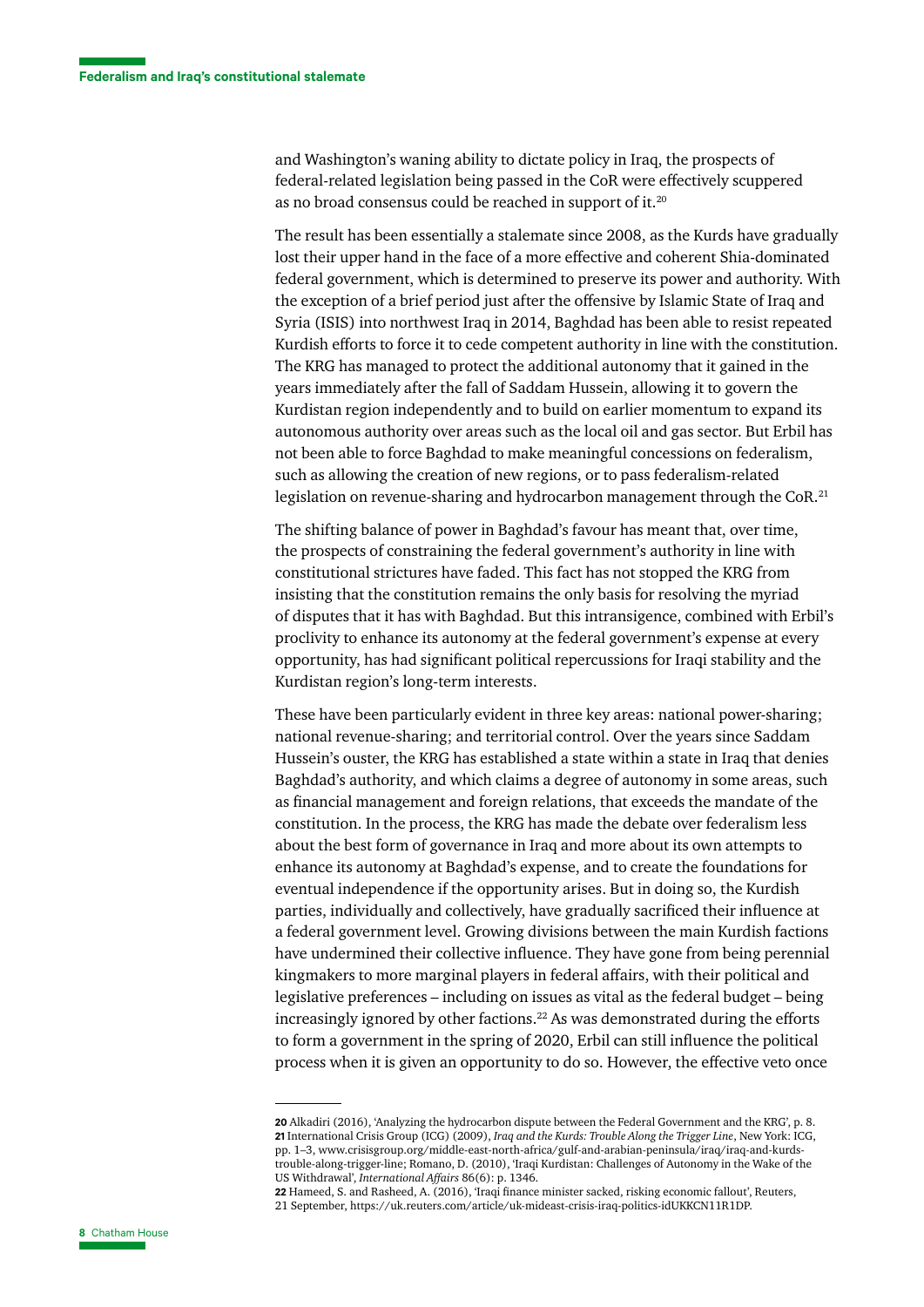and Washington's waning ability to dictate policy in Iraq, the prospects of federal-related legislation being passed in the CoR were effectively scuppered as no broad consensus could be reached in support of it.[20]

The result has been essentially a stalemate since 2008, as the Kurds have gradually lost their upper hand in the face of a more effective and coherent Shia-dominated federal government, which is determined to preserve its power and authority. With the exception of a brief period just after the offensive by Islamic State of Iraq and Syria (ISIS) into northwest Iraq in 2014, Baghdad has been able to resist repeated Kurdish efforts to force it to cede competent authority in line with the constitution. The KRG has managed to protect the additional autonomy that it gained in the years immediately after the fall of Saddam Hussein, allowing it to govern the Kurdistan region independently and to build on earlier momentum to expand its autonomous authority over areas such as the local oil and gas sector. But Erbil has not been able to force Baghdad to make meaningful concessions on federalism, such as allowing the creation of new regions, or to pass federalism-related legislation on revenue-sharing and hydrocarbon management through the CoR.[21]

The shifting balance of power in Baghdad's favour has meant that, over time, the prospects of constraining the federal government's authority in line with constitutional strictures have faded. This fact has not stopped the KRG from insisting that the constitution remains the only basis for resolving the myriad of disputes that it has with Baghdad. But this intransigence, combined with Erbil's proclivity to enhance its autonomy at the federal government's expense at every opportunity, has had significant political repercussions for Iraqi stability and the Kurdistan region's long-term interests.

These have been particularly evident in three key areas: national power-sharing; national revenue-sharing; and territorial control. Over the years since Saddam Hussein's ouster, the KRG has established a state within a state in Iraq that denies Baghdad's authority, and which claims a degree of autonomy in some areas, such as financial management and foreign relations, that exceeds the mandate of the constitution. In the process, the KRG has made the debate over federalism less about the best form of governance in Iraq and more about its own attempts to enhance its autonomy at Baghdad's expense, and to create the foundations for eventual independence if the opportunity arises. But in doing so, the Kurdish parties, individually and collectively, have gradually sacrificed their influence at a federal government level. Growing divisions between the main Kurdish factions have undermined their collective influence. They have gone from being perennial kingmakers to more marginal players in federal affairs, with their political and legislative preferences – including on issues as vital as the federal budget – being increasingly ignored by other factions.[22] As was demonstrated during the efforts to form a government in the spring of 2020, Erbil can still influence the political process when it is given an opportunity to do so. However, the effective veto once

---

**20** Alkadiri (2016), 'Analyzing the hydrocarbon dispute between the Federal Government and the KRG', p. 8.
**21** International Crisis Group (ICG) (2009), *Iraq and the Kurds: Trouble Along the Trigger Line*, New York: ICG, pp. 1–3, www.crisisgroup.org/middle-east-north-africa/gulf-and-arabian-peninsula/iraq/iraq-and-kurds-trouble-along-trigger-line; Romano, D. (2010), 'Iraqi Kurdistan: Challenges of Autonomy in the Wake of the US Withdrawal', *International Affairs* 86(6): p. 1346.
**22** Hameed, S. and Rasheed, A. (2016), 'Iraqi finance minister sacked, risking economic fallout', Reuters, 21 September, https://uk.reuters.com/article/uk-mideast-crisis-iraq-politics-idUKKCN11R1DP.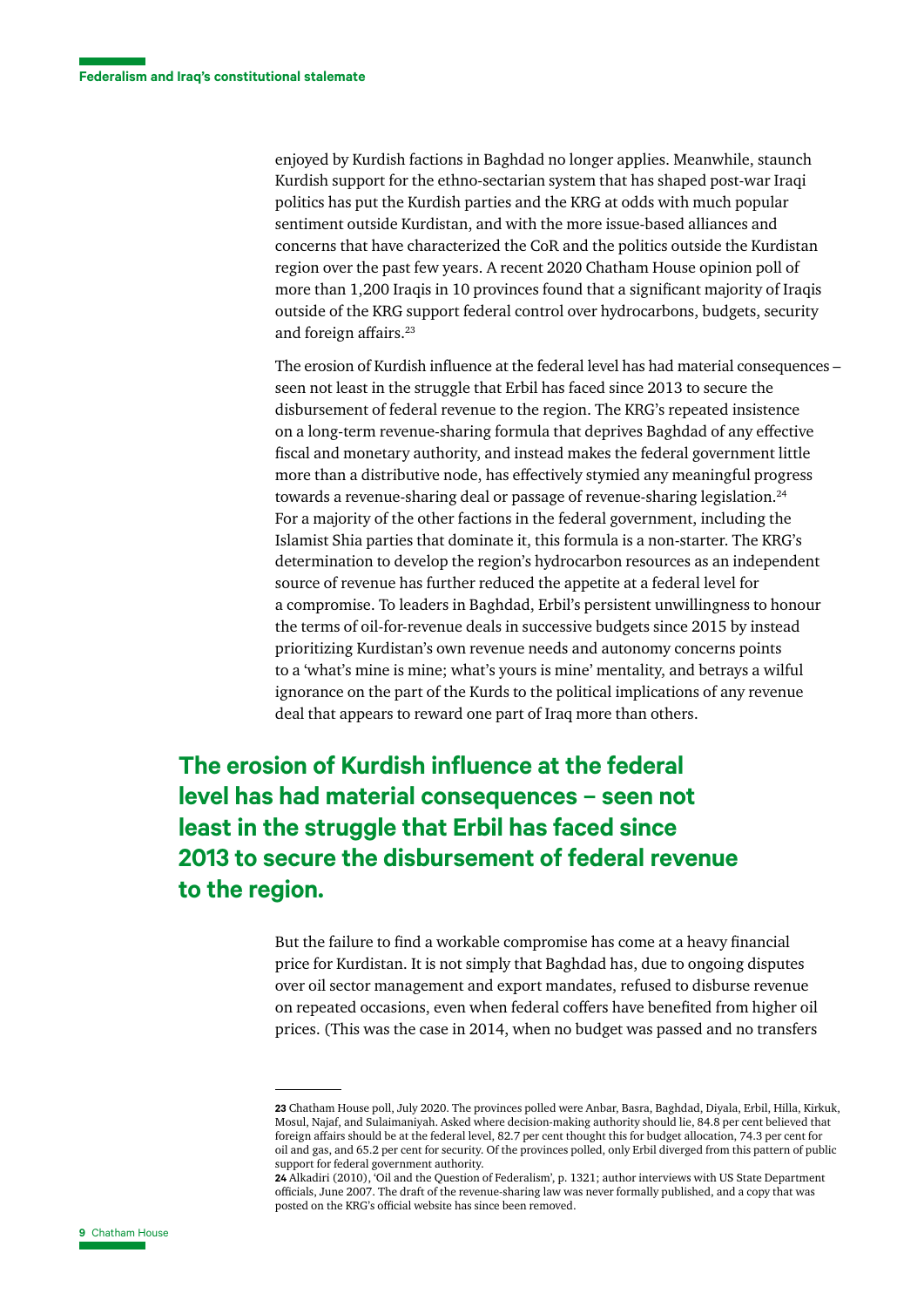enjoyed by Kurdish factions in Baghdad no longer applies. Meanwhile, staunch Kurdish support for the ethno-sectarian system that has shaped post-war Iraqi politics has put the Kurdish parties and the KRG at odds with much popular sentiment outside Kurdistan, and with the more issue-based alliances and concerns that have characterized the CoR and the politics outside the Kurdistan region over the past few years. A recent 2020 Chatham House opinion poll of more than 1,200 Iraqis in 10 provinces found that a significant majority of Iraqis outside of the KRG support federal control over hydrocarbons, budgets, security and foreign affairs.[23]

The erosion of Kurdish influence at the federal level has had material consequences – seen not least in the struggle that Erbil has faced since 2013 to secure the disbursement of federal revenue to the region. The KRG's repeated insistence on a long-term revenue-sharing formula that deprives Baghdad of any effective fiscal and monetary authority, and instead makes the federal government little more than a distributive node, has effectively stymied any meaningful progress towards a revenue-sharing deal or passage of revenue-sharing legislation.[24] For a majority of the other factions in the federal government, including the Islamist Shia parties that dominate it, this formula is a non-starter. The KRG's determination to develop the region's hydrocarbon resources as an independent source of revenue has further reduced the appetite at a federal level for a compromise. To leaders in Baghdad, Erbil's persistent unwillingness to honour the terms of oil-for-revenue deals in successive budgets since 2015 by instead prioritizing Kurdistan's own revenue needs and autonomy concerns points to a 'what's mine is mine; what's yours is mine' mentality, and betrays a wilful ignorance on the part of the Kurds to the political implications of any revenue deal that appears to reward one part of Iraq more than others.

**The erosion of Kurdish influence at the federal level has had material consequences – seen not least in the struggle that Erbil has faced since 2013 to secure the disbursement of federal revenue to the region.**

But the failure to find a workable compromise has come at a heavy financial price for Kurdistan. It is not simply that Baghdad has, due to ongoing disputes over oil sector management and export mandates, refused to disburse revenue on repeated occasions, even when federal coffers have benefited from higher oil prices. (This was the case in 2014, when no budget was passed and no transfers

---

23 Chatham House poll, July 2020. The provinces polled were Anbar, Basra, Baghdad, Diyala, Erbil, Hilla, Kirkuk, Mosul, Najaf, and Sulaimaniyah. Asked where decision-making authority should lie, 84.8 per cent believed that foreign affairs should be at the federal level, 82.7 per cent thought this for budget allocation, 74.3 per cent for oil and gas, and 65.2 per cent for security. Of the provinces polled, only Erbil diverged from this pattern of public support for federal government authority.

24 Alkadiri (2010), 'Oil and the Question of Federalism', p. 1321; author interviews with US State Department officials, June 2007. The draft of the revenue-sharing law was never formally published, and a copy that was posted on the KRG's official website has since been removed.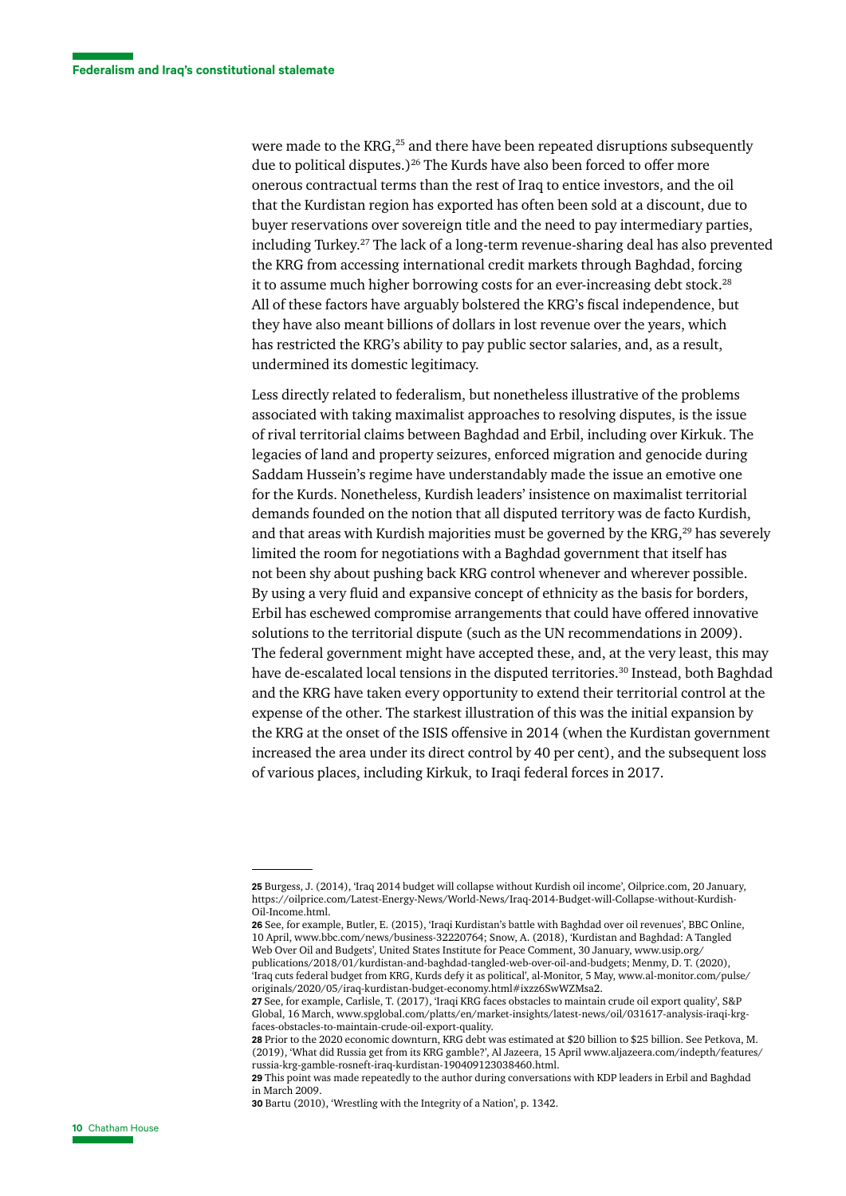were made to the KRG,[25] and there have been repeated disruptions subsequently due to political disputes.)[26] The Kurds have also been forced to offer more onerous contractual terms than the rest of Iraq to entice investors, and the oil that the Kurdistan region has exported has often been sold at a discount, due to buyer reservations over sovereign title and the need to pay intermediary parties, including Turkey.[27] The lack of a long-term revenue-sharing deal has also prevented the KRG from accessing international credit markets through Baghdad, forcing it to assume much higher borrowing costs for an ever-increasing debt stock.[28] All of these factors have arguably bolstered the KRG's fiscal independence, but they have also meant billions of dollars in lost revenue over the years, which has restricted the KRG's ability to pay public sector salaries, and, as a result, undermined its domestic legitimacy.

Less directly related to federalism, but nonetheless illustrative of the problems associated with taking maximalist approaches to resolving disputes, is the issue of rival territorial claims between Baghdad and Erbil, including over Kirkuk. The legacies of land and property seizures, enforced migration and genocide during Saddam Hussein's regime have understandably made the issue an emotive one for the Kurds. Nonetheless, Kurdish leaders' insistence on maximalist territorial demands founded on the notion that all disputed territory was de facto Kurdish, and that areas with Kurdish majorities must be governed by the KRG,[29] has severely limited the room for negotiations with a Baghdad government that itself has not been shy about pushing back KRG control whenever and wherever possible. By using a very fluid and expansive concept of ethnicity as the basis for borders, Erbil has eschewed compromise arrangements that could have offered innovative solutions to the territorial dispute (such as the UN recommendations in 2009). The federal government might have accepted these, and, at the very least, this may have de-escalated local tensions in the disputed territories.[30] Instead, both Baghdad and the KRG have taken every opportunity to extend their territorial control at the expense of the other. The starkest illustration of this was the initial expansion by the KRG at the onset of the ISIS offensive in 2014 (when the Kurdistan government increased the area under its direct control by 40 per cent), and the subsequent loss of various places, including Kirkuk, to Iraqi federal forces in 2017.

---

**25** Burgess, J. (2014), 'Iraq 2014 budget will collapse without Kurdish oil income', Oilprice.com, 20 January, https://oilprice.com/Latest-Energy-News/World-News/Iraq-2014-Budget-will-Collapse-without-Kurdish-Oil-Income.html.

**26** See, for example, Butler, E. (2015), 'Iraqi Kurdistan's battle with Baghdad over oil revenues', BBC Online, 10 April, www.bbc.com/news/business-32220764; Snow, A. (2018), 'Kurdistan and Baghdad: A Tangled Web Over Oil and Budgets', United States Institute for Peace Comment, 30 January, www.usip.org/publications/2018/01/kurdistan-and-baghdad-tangled-web-over-oil-and-budgets; Menmy, D. T. (2020), 'Iraq cuts federal budget from KRG, Kurds defy it as political', al-Monitor, 5 May, www.al-monitor.com/pulse/originals/2020/05/iraq-kurdistan-budget-economy.html#ixzz6SwWZMsa2.

**27** See, for example, Carlisle, T. (2017), 'Iraqi KRG faces obstacles to maintain crude oil export quality', S&P Global, 16 March, www.spglobal.com/platts/en/market-insights/latest-news/oil/031617-analysis-iraqi-krg-faces-obstacles-to-maintain-crude-oil-export-quality.

**28** Prior to the 2020 economic downturn, KRG debt was estimated at $20 billion to $25 billion. See Petkova, M. (2019), 'What did Russia get from its KRG gamble?', Al Jazeera, 15 April www.aljazeera.com/indepth/features/russia-krg-gamble-rosneft-iraq-kurdistan-190409123038460.html.

**29** This point was made repeatedly to the author during conversations with KDP leaders in Erbil and Baghdad in March 2009.

**30** Bartu (2010), 'Wrestling with the Integrity of a Nation', p. 1342.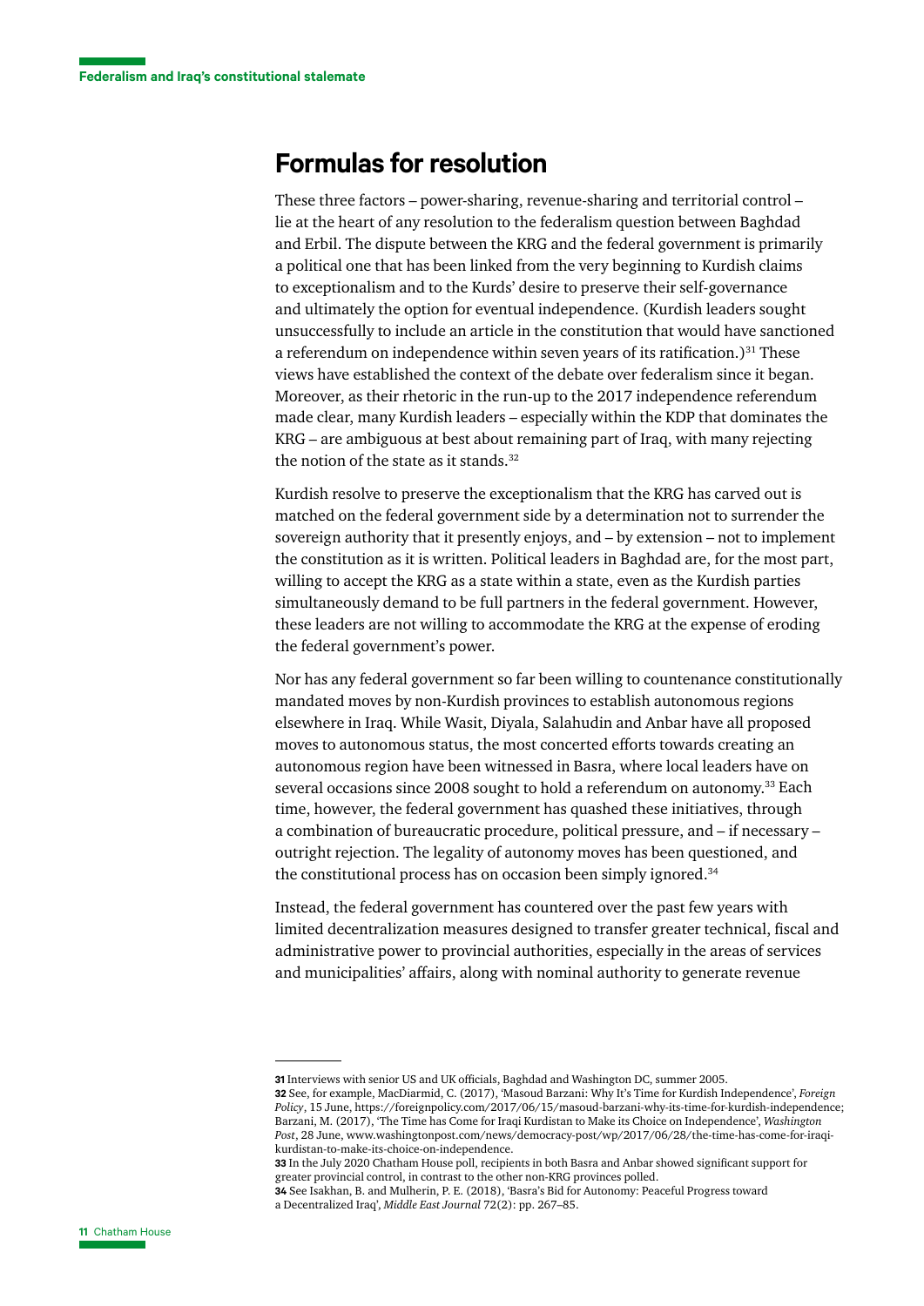## Formulas for resolution

These three factors – power-sharing, revenue-sharing and territorial control – lie at the heart of any resolution to the federalism question between Baghdad and Erbil. The dispute between the KRG and the federal government is primarily a political one that has been linked from the very beginning to Kurdish claims to exceptionalism and to the Kurds' desire to preserve their self-governance and ultimately the option for eventual independence. (Kurdish leaders sought unsuccessfully to include an article in the constitution that would have sanctioned a referendum on independence within seven years of its ratification.)[31] These views have established the context of the debate over federalism since it began. Moreover, as their rhetoric in the run-up to the 2017 independence referendum made clear, many Kurdish leaders – especially within the KDP that dominates the KRG – are ambiguous at best about remaining part of Iraq, with many rejecting the notion of the state as it stands.[32]

Kurdish resolve to preserve the exceptionalism that the KRG has carved out is matched on the federal government side by a determination not to surrender the sovereign authority that it presently enjoys, and – by extension – not to implement the constitution as it is written. Political leaders in Baghdad are, for the most part, willing to accept the KRG as a state within a state, even as the Kurdish parties simultaneously demand to be full partners in the federal government. However, these leaders are not willing to accommodate the KRG at the expense of eroding the federal government's power.

Nor has any federal government so far been willing to countenance constitutionally mandated moves by non-Kurdish provinces to establish autonomous regions elsewhere in Iraq. While Wasit, Diyala, Salahudin and Anbar have all proposed moves to autonomous status, the most concerted efforts towards creating an autonomous region have been witnessed in Basra, where local leaders have on several occasions since 2008 sought to hold a referendum on autonomy.[33] Each time, however, the federal government has quashed these initiatives, through a combination of bureaucratic procedure, political pressure, and – if necessary – outright rejection. The legality of autonomy moves has been questioned, and the constitutional process has on occasion been simply ignored.[34]

Instead, the federal government has countered over the past few years with limited decentralization measures designed to transfer greater technical, fiscal and administrative power to provincial authorities, especially in the areas of services and municipalities' affairs, along with nominal authority to generate revenue

---

**31** Interviews with senior US and UK officials, Baghdad and Washington DC, summer 2005.

**32** See, for example, MacDiarmid, C. (2017), 'Masoud Barzani: Why It's Time for Kurdish Independence', *Foreign Policy*, 15 June, https://foreignpolicy.com/2017/06/15/masoud-barzani-why-its-time-for-kurdish-independence; Barzani, M. (2017), 'The Time has Come for Iraqi Kurdistan to Make its Choice on Independence', *Washington Post*, 28 June, www.washingtonpost.com/news/democracy-post/wp/2017/06/28/the-time-has-come-for-iraqi-kurdistan-to-make-its-choice-on-independence.

**33** In the July 2020 Chatham House poll, recipients in both Basra and Anbar showed significant support for greater provincial control, in contrast to the other non-KRG provinces polled.

**34** See Isakhan, B. and Mulherin, P. E. (2018), 'Basra's Bid for Autonomy: Peaceful Progress toward a Decentralized Iraq', *Middle East Journal* 72(2): pp. 267–85.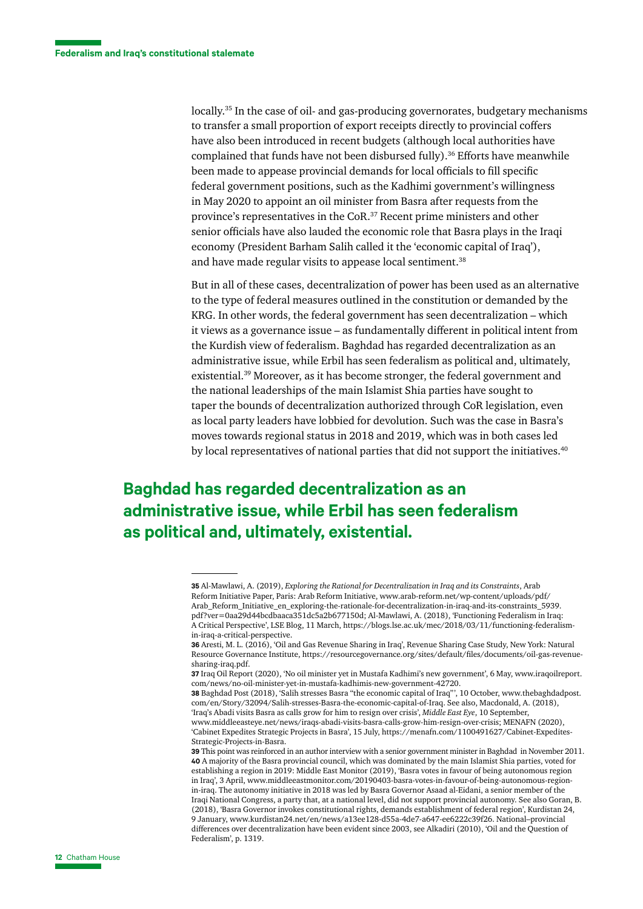locally.[35] In the case of oil- and gas-producing governorates, budgetary mechanisms to transfer a small proportion of export receipts directly to provincial coffers have also been introduced in recent budgets (although local authorities have complained that funds have not been disbursed fully).[36] Efforts have meanwhile been made to appease provincial demands for local officials to fill specific federal government positions, such as the Kadhimi government's willingness in May 2020 to appoint an oil minister from Basra after requests from the province's representatives in the CoR.[37] Recent prime ministers and other senior officials have also lauded the economic role that Basra plays in the Iraqi economy (President Barham Salih called it the 'economic capital of Iraq'), and have made regular visits to appease local sentiment.[38]

But in all of these cases, decentralization of power has been used as an alternative to the type of federal measures outlined in the constitution or demanded by the KRG. In other words, the federal government has seen decentralization – which it views as a governance issue – as fundamentally different in political intent from the Kurdish view of federalism. Baghdad has regarded decentralization as an administrative issue, while Erbil has seen federalism as political and, ultimately, existential.[39] Moreover, as it has become stronger, the federal government and the national leaderships of the main Islamist Shia parties have sought to taper the bounds of decentralization authorized through CoR legislation, even as local party leaders have lobbied for devolution. Such was the case in Basra's moves towards regional status in 2018 and 2019, which was in both cases led by local representatives of national parties that did not support the initiatives.[40]

**Baghdad has regarded decentralization as an administrative issue, while Erbil has seen federalism as political and, ultimately, existential.**

---

**35** Al-Mawlawi, A. (2019), *Exploring the Rational for Decentralization in Iraq and its Constraints*, Arab Reform Initiative Paper, Paris: Arab Reform Initiative, www.arab-reform.net/wp-content/uploads/pdf/Arab_Reform_Initiative_en_exploring-the-rationale-for-decentralization-in-iraq-and-its-constraints_5939.pdf?ver=0aa29d44bcdbaaca351dc5a2b677150d; Al-Mawlawi, A. (2018), 'Functioning Federalism in Iraq: A Critical Perspective', LSE Blog, 11 March, https://blogs.lse.ac.uk/mec/2018/03/11/functioning-federalism-in-iraq-a-critical-perspective.

**36** Aresti, M. L. (2016), 'Oil and Gas Revenue Sharing in Iraq', Revenue Sharing Case Study, New York: Natural Resource Governance Institute, https://resourcegovernance.org/sites/default/files/documents/oil-gas-revenue-sharing-iraq.pdf.

**37** Iraq Oil Report (2020), 'No oil minister yet in Mustafa Kadhimi's new government', 6 May, www.iraqoilreport.com/news/no-oil-minister-yet-in-mustafa-kadhimis-new-government-42720.

**38** Baghdad Post (2018), 'Salih stresses Basra "the economic capital of Iraq"', 10 October, www.thebaghdadpost.com/en/Story/32094/Salih-stresses-Basra-the-economic-capital-of-Iraq. See also, Macdonald, A. (2018), 'Iraq's Abadi visits Basra as calls grow for him to resign over crisis', *Middle East Eye*, 10 September, www.middleeasteye.net/news/iraqs-abadi-visits-basra-calls-grow-him-resign-over-crisis; MENAFN (2020), 'Cabinet Expedites Strategic Projects in Basra', 15 July, https://menafn.com/1100491627/Cabinet-Expedites-Strategic-Projects-in-Basra.

**39** This point was reinforced in an author interview with a senior government minister in Baghdad in November 2011.

**40** A majority of the Basra provincial council, which was dominated by the main Islamist Shia parties, voted for establishing a region in 2019: Middle East Monitor (2019), 'Basra votes in favour of being autonomous region in Iraq', 3 April, www.middleeastmonitor.com/20190403-basra-votes-in-favour-of-being-autonomous-region-in-iraq. The autonomy initiative in 2018 was led by Basra Governor Asaad al-Eidani, a senior member of the Iraqi National Congress, a party that, at a national level, did not support provincial autonomy. See also Goran, B. (2018), 'Basra Governor invokes constitutional rights, demands establishment of federal region', Kurdistan 24, 9 January, www.kurdistan24.net/en/news/a13ee128-d55a-4de7-a647-ee6222c39f26. National–provincial differences over decentralization have been evident since 2003, see Alkadiri (2010), 'Oil and the Question of Federalism', p. 1319.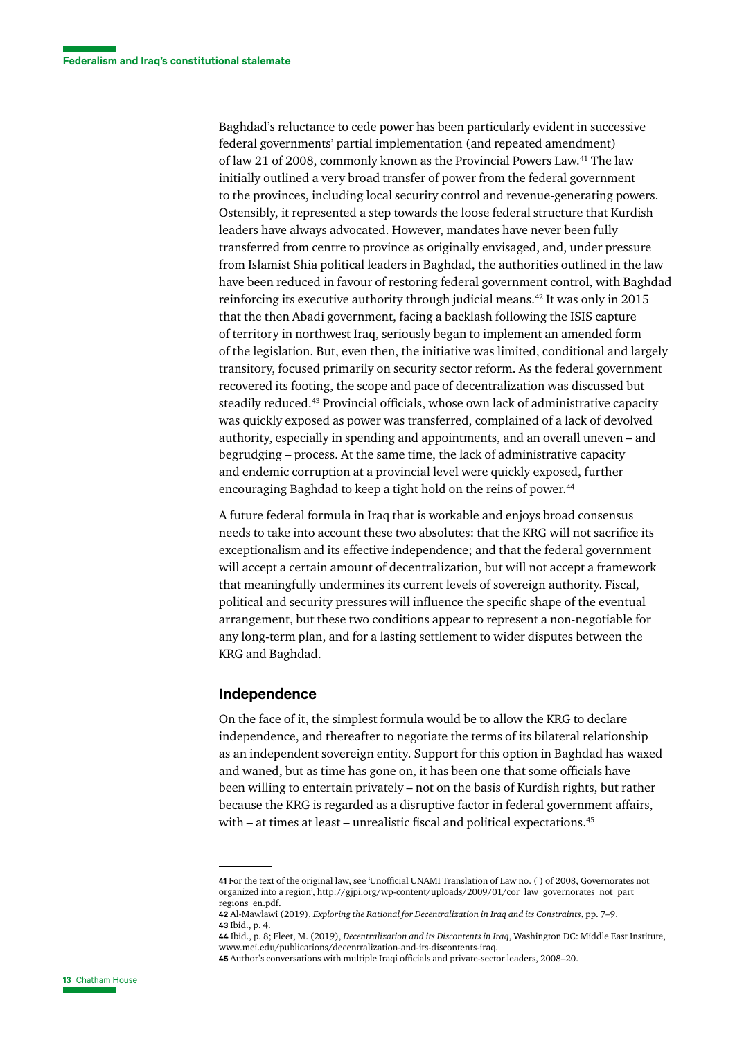Baghdad's reluctance to cede power has been particularly evident in successive federal governments' partial implementation (and repeated amendment) of law 21 of 2008, commonly known as the Provincial Powers Law.[41] The law initially outlined a very broad transfer of power from the federal government to the provinces, including local security control and revenue-generating powers. Ostensibly, it represented a step towards the loose federal structure that Kurdish leaders have always advocated. However, mandates have never been fully transferred from centre to province as originally envisaged, and, under pressure from Islamist Shia political leaders in Baghdad, the authorities outlined in the law have been reduced in favour of restoring federal government control, with Baghdad reinforcing its executive authority through judicial means.[42] It was only in 2015 that the then Abadi government, facing a backlash following the ISIS capture of territory in northwest Iraq, seriously began to implement an amended form of the legislation. But, even then, the initiative was limited, conditional and largely transitory, focused primarily on security sector reform. As the federal government recovered its footing, the scope and pace of decentralization was discussed but steadily reduced.[43] Provincial officials, whose own lack of administrative capacity was quickly exposed as power was transferred, complained of a lack of devolved authority, especially in spending and appointments, and an overall uneven – and begrudging – process. At the same time, the lack of administrative capacity and endemic corruption at a provincial level were quickly exposed, further encouraging Baghdad to keep a tight hold on the reins of power.[44]

A future federal formula in Iraq that is workable and enjoys broad consensus needs to take into account these two absolutes: that the KRG will not sacrifice its exceptionalism and its effective independence; and that the federal government will accept a certain amount of decentralization, but will not accept a framework that meaningfully undermines its current levels of sovereign authority. Fiscal, political and security pressures will influence the specific shape of the eventual arrangement, but these two conditions appear to represent a non-negotiable for any long-term plan, and for a lasting settlement to wider disputes between the KRG and Baghdad.

## Independence

On the face of it, the simplest formula would be to allow the KRG to declare independence, and thereafter to negotiate the terms of its bilateral relationship as an independent sovereign entity. Support for this option in Baghdad has waxed and waned, but as time has gone on, it has been one that some officials have been willing to entertain privately – not on the basis of Kurdish rights, but rather because the KRG is regarded as a disruptive factor in federal government affairs, with – at times at least – unrealistic fiscal and political expectations.[45]

---

**41** For the text of the original law, see 'Unofficial UNAMI Translation of Law no. ( ) of 2008, Governorates not organized into a region', http://gjpi.org/wp-content/uploads/2009/01/cor_law_governorates_not_part_regions_en.pdf.

**42** Al-Mawlawi (2019), *Exploring the Rational for Decentralization in Iraq and its Constraints*, pp. 7–9.

**43** Ibid., p. 4.

**44** Ibid., p. 8; Fleet, M. (2019), *Decentralization and its Discontents in Iraq*, Washington DC: Middle East Institute, www.mei.edu/publications/decentralization-and-its-discontents-iraq.

**45** Author's conversations with multiple Iraqi officials and private-sector leaders, 2008–20.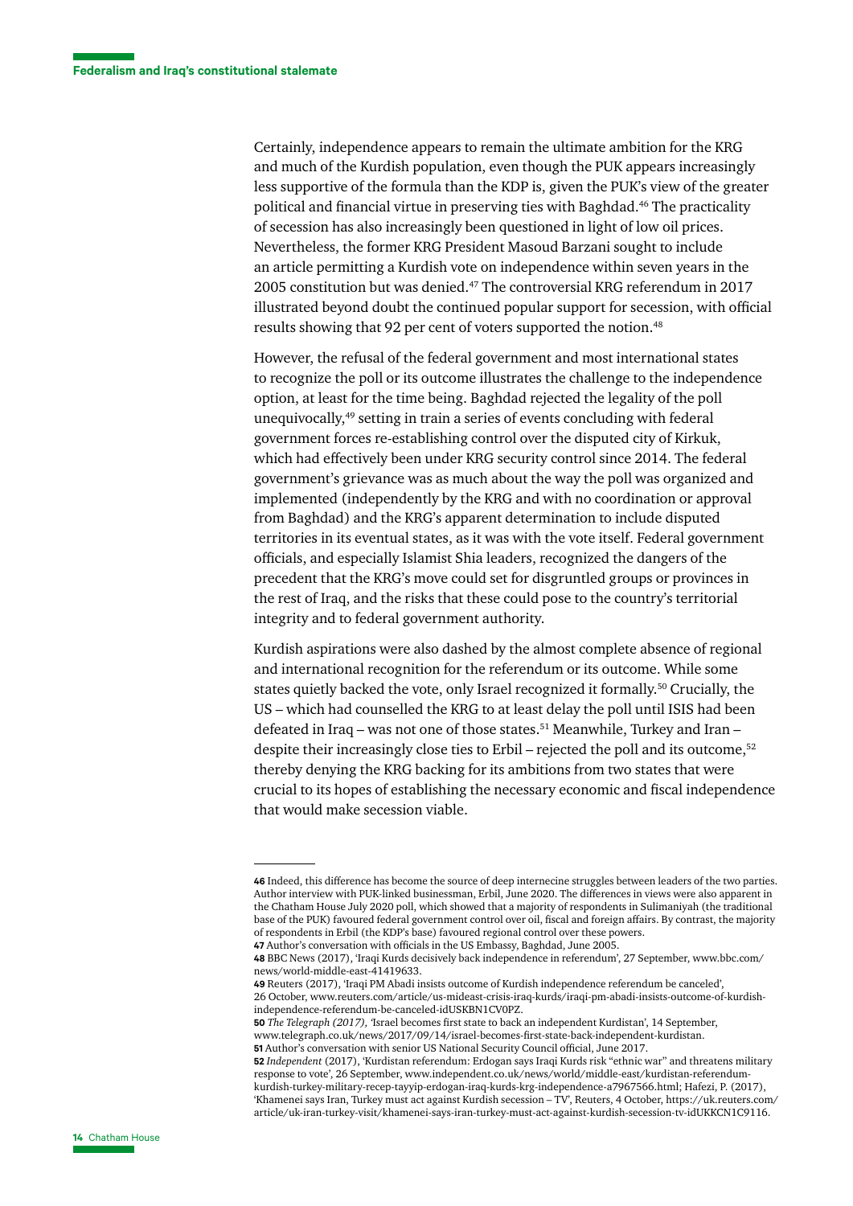Certainly, independence appears to remain the ultimate ambition for the KRG and much of the Kurdish population, even though the PUK appears increasingly less supportive of the formula than the KDP is, given the PUK's view of the greater political and financial virtue in preserving ties with Baghdad.[46] The practicality of secession has also increasingly been questioned in light of low oil prices. Nevertheless, the former KRG President Masoud Barzani sought to include an article permitting a Kurdish vote on independence within seven years in the 2005 constitution but was denied.[47] The controversial KRG referendum in 2017 illustrated beyond doubt the continued popular support for secession, with official results showing that 92 per cent of voters supported the notion.[48]

However, the refusal of the federal government and most international states to recognize the poll or its outcome illustrates the challenge to the independence option, at least for the time being. Baghdad rejected the legality of the poll unequivocally,[49] setting in train a series of events concluding with federal government forces re-establishing control over the disputed city of Kirkuk, which had effectively been under KRG security control since 2014. The federal government's grievance was as much about the way the poll was organized and implemented (independently by the KRG and with no coordination or approval from Baghdad) and the KRG's apparent determination to include disputed territories in its eventual states, as it was with the vote itself. Federal government officials, and especially Islamist Shia leaders, recognized the dangers of the precedent that the KRG's move could set for disgruntled groups or provinces in the rest of Iraq, and the risks that these could pose to the country's territorial integrity and to federal government authority.

Kurdish aspirations were also dashed by the almost complete absence of regional and international recognition for the referendum or its outcome. While some states quietly backed the vote, only Israel recognized it formally.[50] Crucially, the US – which had counselled the KRG to at least delay the poll until ISIS had been defeated in Iraq – was not one of those states.[51] Meanwhile, Turkey and Iran – despite their increasingly close ties to Erbil – rejected the poll and its outcome,[52] thereby denying the KRG backing for its ambitions from two states that were crucial to its hopes of establishing the necessary economic and fiscal independence that would make secession viable.

---

**46** Indeed, this difference has become the source of deep internecine struggles between leaders of the two parties. Author interview with PUK-linked businessman, Erbil, June 2020. The differences in views were also apparent in the Chatham House July 2020 poll, which showed that a majority of respondents in Sulimaniyah (the traditional base of the PUK) favoured federal government control over oil, fiscal and foreign affairs. By contrast, the majority of respondents in Erbil (the KDP's base) favoured regional control over these powers.

**47** Author's conversation with officials in the US Embassy, Baghdad, June 2005.

**48** BBC News (2017), 'Iraqi Kurds decisively back independence in referendum', 27 September, www.bbc.com/news/world-middle-east-41419633.

**49** Reuters (2017), 'Iraqi PM Abadi insists outcome of Kurdish independence referendum be canceled', 26 October, www.reuters.com/article/us-mideast-crisis-iraq-kurds/iraqi-pm-abadi-insists-outcome-of-kurdish-independence-referendum-be-canceled-idUSKBN1CV0PZ.

**50** *The Telegraph (2017)*, 'Israel becomes first state to back an independent Kurdistan', 14 September, www.telegraph.co.uk/news/2017/09/14/israel-becomes-first-state-back-independent-kurdistan.

**51** Author's conversation with senior US National Security Council official, June 2017.

**52** *Independent* (2017), 'Kurdistan referendum: Erdogan says Iraqi Kurds risk "ethnic war" and threatens military response to vote', 26 September, www.independent.co.uk/news/world/middle-east/kurdistan-referendum-kurdish-turkey-military-recep-tayyip-erdogan-iraq-kurds-krg-independence-a7967566.html; Hafezi, P. (2017), 'Khamenei says Iran, Turkey must act against Kurdish secession – TV', Reuters, 4 October, https://uk.reuters.com/article/uk-iran-turkey-visit/khamenei-says-iran-turkey-must-act-against-kurdish-secession-tv-idUKKCN1C9116.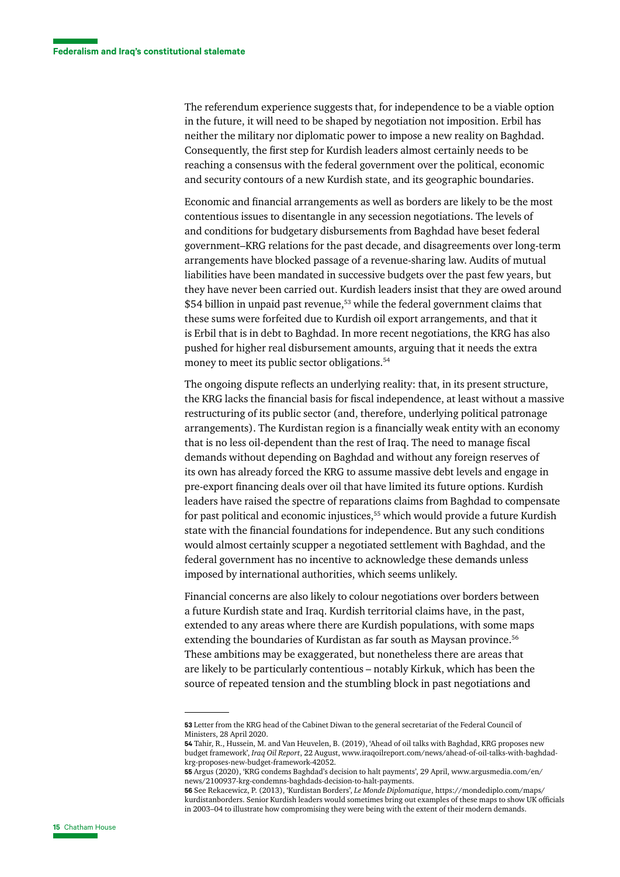The referendum experience suggests that, for independence to be a viable option in the future, it will need to be shaped by negotiation not imposition. Erbil has neither the military nor diplomatic power to impose a new reality on Baghdad. Consequently, the first step for Kurdish leaders almost certainly needs to be reaching a consensus with the federal government over the political, economic and security contours of a new Kurdish state, and its geographic boundaries.

Economic and financial arrangements as well as borders are likely to be the most contentious issues to disentangle in any secession negotiations. The levels of and conditions for budgetary disbursements from Baghdad have beset federal government–KRG relations for the past decade, and disagreements over long-term arrangements have blocked passage of a revenue-sharing law. Audits of mutual liabilities have been mandated in successive budgets over the past few years, but they have never been carried out. Kurdish leaders insist that they are owed around $54 billion in unpaid past revenue,[53] while the federal government claims that these sums were forfeited due to Kurdish oil export arrangements, and that it is Erbil that is in debt to Baghdad. In more recent negotiations, the KRG has also pushed for higher real disbursement amounts, arguing that it needs the extra money to meet its public sector obligations.[54]

The ongoing dispute reflects an underlying reality: that, in its present structure, the KRG lacks the financial basis for fiscal independence, at least without a massive restructuring of its public sector (and, therefore, underlying political patronage arrangements). The Kurdistan region is a financially weak entity with an economy that is no less oil-dependent than the rest of Iraq. The need to manage fiscal demands without depending on Baghdad and without any foreign reserves of its own has already forced the KRG to assume massive debt levels and engage in pre-export financing deals over oil that have limited its future options. Kurdish leaders have raised the spectre of reparations claims from Baghdad to compensate for past political and economic injustices,[55] which would provide a future Kurdish state with the financial foundations for independence. But any such conditions would almost certainly scupper a negotiated settlement with Baghdad, and the federal government has no incentive to acknowledge these demands unless imposed by international authorities, which seems unlikely.

Financial concerns are also likely to colour negotiations over borders between a future Kurdish state and Iraq. Kurdish territorial claims have, in the past, extended to any areas where there are Kurdish populations, with some maps extending the boundaries of Kurdistan as far south as Maysan province.[56] These ambitions may be exaggerated, but nonetheless there are areas that are likely to be particularly contentious – notably Kirkuk, which has been the source of repeated tension and the stumbling block in past negotiations and

---

**53** Letter from the KRG head of the Cabinet Diwan to the general secretariat of the Federal Council of Ministers, 28 April 2020.

**54** Tahir, R., Hussein, M. and Van Heuvelen, B. (2019), 'Ahead of oil talks with Baghdad, KRG proposes new budget framework', *Iraq Oil Report*, 22 August, www.iraqoilreport.com/news/ahead-of-oil-talks-with-baghdad-krg-proposes-new-budget-framework-42052.

**55** Argus (2020), 'KRG condems Baghdad's decision to halt payments', 29 April, www.argusmedia.com/en/news/2100937-krg-condemns-baghdads-decision-to-halt-payments.

**56** See Rekacewicz, P. (2013), 'Kurdistan Borders', *Le Monde Diplomatique*, https://mondediplo.com/maps/kurdistanborders. Senior Kurdish leaders would sometimes bring out examples of these maps to show UK officials in 2003–04 to illustrate how compromising they were being with the extent of their modern demands.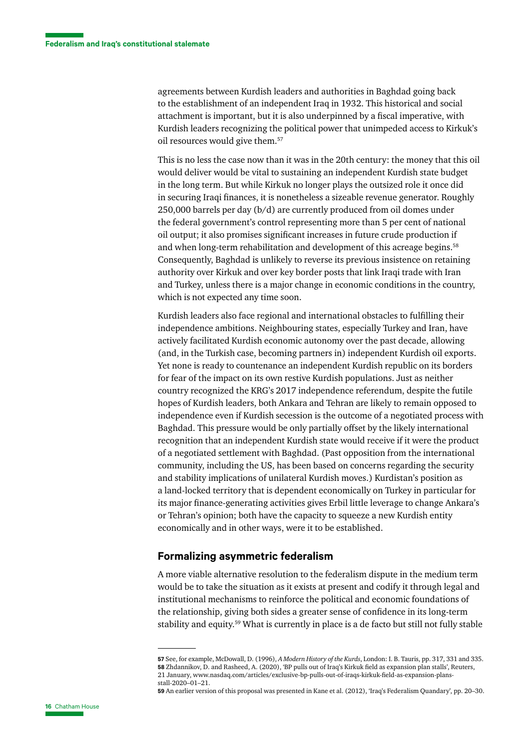agreements between Kurdish leaders and authorities in Baghdad going back to the establishment of an independent Iraq in 1932. This historical and social attachment is important, but it is also underpinned by a fiscal imperative, with Kurdish leaders recognizing the political power that unimpeded access to Kirkuk's oil resources would give them.[57]

This is no less the case now than it was in the 20th century: the money that this oil would deliver would be vital to sustaining an independent Kurdish state budget in the long term. But while Kirkuk no longer plays the outsized role it once did in securing Iraqi finances, it is nonetheless a sizeable revenue generator. Roughly 250,000 barrels per day (b/d) are currently produced from oil domes under the federal government's control representing more than 5 per cent of national oil output; it also promises significant increases in future crude production if and when long-term rehabilitation and development of this acreage begins.[58] Consequently, Baghdad is unlikely to reverse its previous insistence on retaining authority over Kirkuk and over key border posts that link Iraqi trade with Iran and Turkey, unless there is a major change in economic conditions in the country, which is not expected any time soon.

Kurdish leaders also face regional and international obstacles to fulfilling their independence ambitions. Neighbouring states, especially Turkey and Iran, have actively facilitated Kurdish economic autonomy over the past decade, allowing (and, in the Turkish case, becoming partners in) independent Kurdish oil exports. Yet none is ready to countenance an independent Kurdish republic on its borders for fear of the impact on its own restive Kurdish populations. Just as neither country recognized the KRG's 2017 independence referendum, despite the futile hopes of Kurdish leaders, both Ankara and Tehran are likely to remain opposed to independence even if Kurdish secession is the outcome of a negotiated process with Baghdad. This pressure would be only partially offset by the likely international recognition that an independent Kurdish state would receive if it were the product of a negotiated settlement with Baghdad. (Past opposition from the international community, including the US, has been based on concerns regarding the security and stability implications of unilateral Kurdish moves.) Kurdistan's position as a land-locked territory that is dependent economically on Turkey in particular for its major finance-generating activities gives Erbil little leverage to change Ankara's or Tehran's opinion; both have the capacity to squeeze a new Kurdish entity economically and in other ways, were it to be established.

## Formalizing asymmetric federalism

A more viable alternative resolution to the federalism dispute in the medium term would be to take the situation as it exists at present and codify it through legal and institutional mechanisms to reinforce the political and economic foundations of the relationship, giving both sides a greater sense of confidence in its long-term stability and equity.[59] What is currently in place is a de facto but still not fully stable

---

**57** See, for example, McDowall, D. (1996), *A Modern History of the Kurds*, London: I. B. Tauris, pp. 317, 331 and 335.
**58** Zhdannikov, D. and Rasheed, A. (2020), 'BP pulls out of Iraq's Kirkuk field as expansion plan stalls', Reuters, 21 January, www.nasdaq.com/articles/exclusive-bp-pulls-out-of-iraqs-kirkuk-field-as-expansion-plans-stall-2020–01–21.
**59** An earlier version of this proposal was presented in Kane et al. (2012), 'Iraq's Federalism Quandary', pp. 20–30.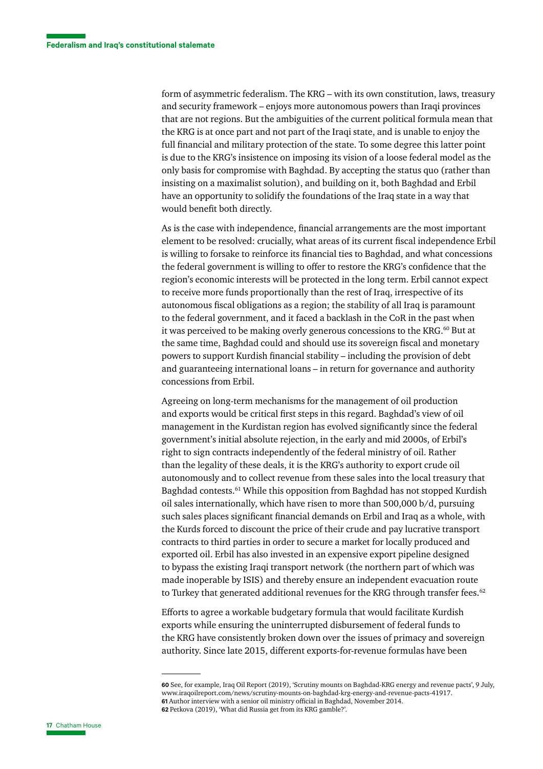form of asymmetric federalism. The KRG – with its own constitution, laws, treasury and security framework – enjoys more autonomous powers than Iraqi provinces that are not regions. But the ambiguities of the current political formula mean that the KRG is at once part and not part of the Iraqi state, and is unable to enjoy the full financial and military protection of the state. To some degree this latter point is due to the KRG's insistence on imposing its vision of a loose federal model as the only basis for compromise with Baghdad. By accepting the status quo (rather than insisting on a maximalist solution), and building on it, both Baghdad and Erbil have an opportunity to solidify the foundations of the Iraq state in a way that would benefit both directly.

As is the case with independence, financial arrangements are the most important element to be resolved: crucially, what areas of its current fiscal independence Erbil is willing to forsake to reinforce its financial ties to Baghdad, and what concessions the federal government is willing to offer to restore the KRG's confidence that the region's economic interests will be protected in the long term. Erbil cannot expect to receive more funds proportionally than the rest of Iraq, irrespective of its autonomous fiscal obligations as a region; the stability of all Iraq is paramount to the federal government, and it faced a backlash in the CoR in the past when it was perceived to be making overly generous concessions to the KRG.[60] But at the same time, Baghdad could and should use its sovereign fiscal and monetary powers to support Kurdish financial stability – including the provision of debt and guaranteeing international loans – in return for governance and authority concessions from Erbil.

Agreeing on long-term mechanisms for the management of oil production and exports would be critical first steps in this regard. Baghdad's view of oil management in the Kurdistan region has evolved significantly since the federal government's initial absolute rejection, in the early and mid 2000s, of Erbil's right to sign contracts independently of the federal ministry of oil. Rather than the legality of these deals, it is the KRG's authority to export crude oil autonomously and to collect revenue from these sales into the local treasury that Baghdad contests.[61] While this opposition from Baghdad has not stopped Kurdish oil sales internationally, which have risen to more than 500,000 b/d, pursuing such sales places significant financial demands on Erbil and Iraq as a whole, with the Kurds forced to discount the price of their crude and pay lucrative transport contracts to third parties in order to secure a market for locally produced and exported oil. Erbil has also invested in an expensive export pipeline designed to bypass the existing Iraqi transport network (the northern part of which was made inoperable by ISIS) and thereby ensure an independent evacuation route to Turkey that generated additional revenues for the KRG through transfer fees.[62]

Efforts to agree a workable budgetary formula that would facilitate Kurdish exports while ensuring the uninterrupted disbursement of federal funds to the KRG have consistently broken down over the issues of primacy and sovereign authority. Since late 2015, different exports-for-revenue formulas have been

---

**60** See, for example, Iraq Oil Report (2019), 'Scrutiny mounts on Baghdad-KRG energy and revenue pacts', 9 July, www.iraqoilreport.com/news/scrutiny-mounts-on-baghdad-krg-energy-and-revenue-pacts-41917.
**61** Author interview with a senior oil ministry official in Baghdad, November 2014.
**62** Petkova (2019), 'What did Russia get from its KRG gamble?'.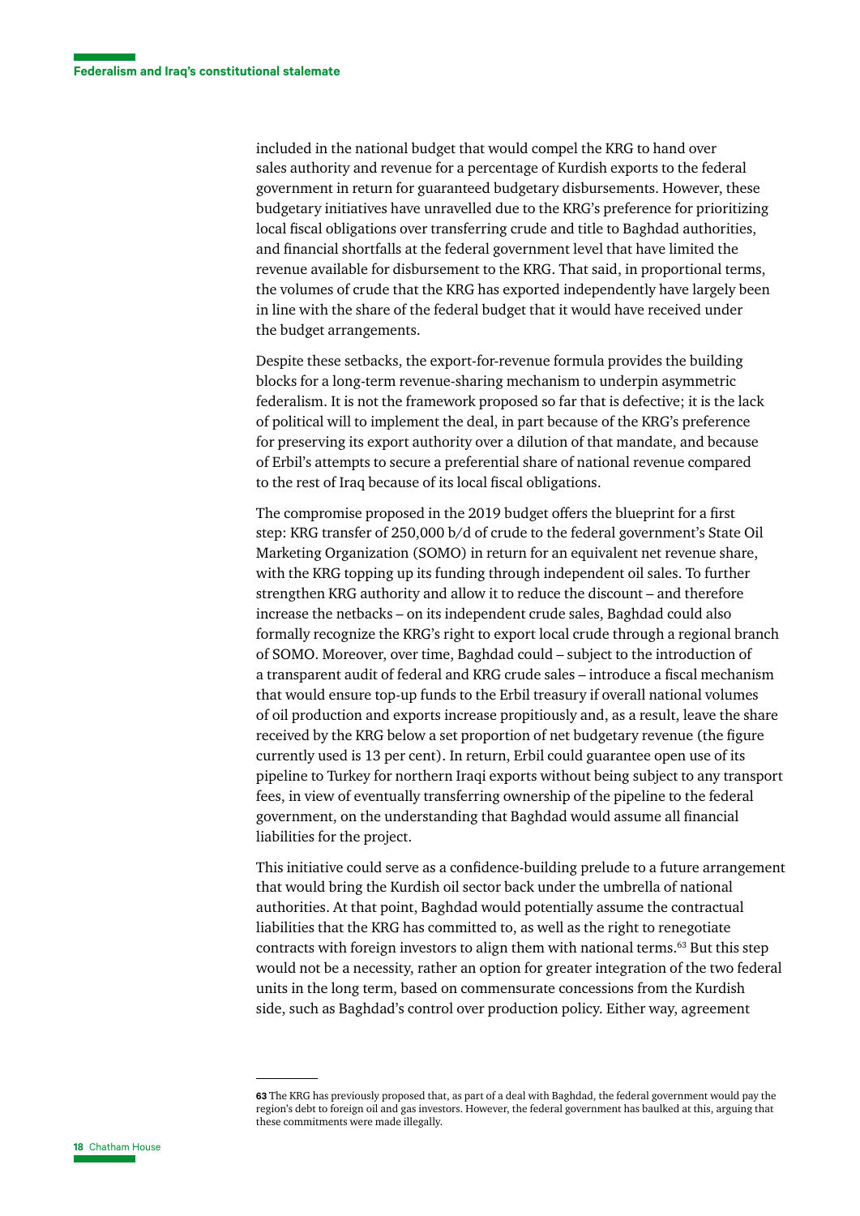included in the national budget that would compel the KRG to hand over sales authority and revenue for a percentage of Kurdish exports to the federal government in return for guaranteed budgetary disbursements. However, these budgetary initiatives have unravelled due to the KRG's preference for prioritizing local fiscal obligations over transferring crude and title to Baghdad authorities, and financial shortfalls at the federal government level that have limited the revenue available for disbursement to the KRG. That said, in proportional terms, the volumes of crude that the KRG has exported independently have largely been in line with the share of the federal budget that it would have received under the budget arrangements.

Despite these setbacks, the export-for-revenue formula provides the building blocks for a long-term revenue-sharing mechanism to underpin asymmetric federalism. It is not the framework proposed so far that is defective; it is the lack of political will to implement the deal, in part because of the KRG's preference for preserving its export authority over a dilution of that mandate, and because of Erbil's attempts to secure a preferential share of national revenue compared to the rest of Iraq because of its local fiscal obligations.

The compromise proposed in the 2019 budget offers the blueprint for a first step: KRG transfer of 250,000 b/d of crude to the federal government's State Oil Marketing Organization (SOMO) in return for an equivalent net revenue share, with the KRG topping up its funding through independent oil sales. To further strengthen KRG authority and allow it to reduce the discount – and therefore increase the netbacks – on its independent crude sales, Baghdad could also formally recognize the KRG's right to export local crude through a regional branch of SOMO. Moreover, over time, Baghdad could – subject to the introduction of a transparent audit of federal and KRG crude sales – introduce a fiscal mechanism that would ensure top-up funds to the Erbil treasury if overall national volumes of oil production and exports increase propitiously and, as a result, leave the share received by the KRG below a set proportion of net budgetary revenue (the figure currently used is 13 per cent). In return, Erbil could guarantee open use of its pipeline to Turkey for northern Iraqi exports without being subject to any transport fees, in view of eventually transferring ownership of the pipeline to the federal government, on the understanding that Baghdad would assume all financial liabilities for the project.

This initiative could serve as a confidence-building prelude to a future arrangement that would bring the Kurdish oil sector back under the umbrella of national authorities. At that point, Baghdad would potentially assume the contractual liabilities that the KRG has committed to, as well as the right to renegotiate contracts with foreign investors to align them with national terms.[63] But this step would not be a necessity, rather an option for greater integration of the two federal units in the long term, based on commensurate concessions from the Kurdish side, such as Baghdad's control over production policy. Either way, agreement

---

**63** The KRG has previously proposed that, as part of a deal with Baghdad, the federal government would pay the region's debt to foreign oil and gas investors. However, the federal government has baulked at this, arguing that these commitments were made illegally.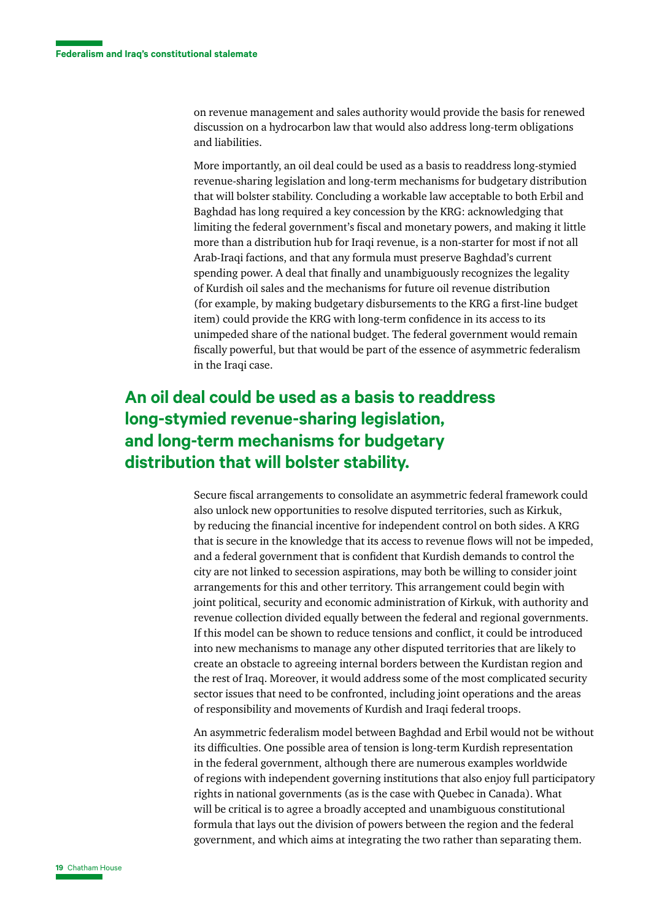on revenue management and sales authority would provide the basis for renewed discussion on a hydrocarbon law that would also address long-term obligations and liabilities.

More importantly, an oil deal could be used as a basis to readdress long-stymied revenue-sharing legislation and long-term mechanisms for budgetary distribution that will bolster stability. Concluding a workable law acceptable to both Erbil and Baghdad has long required a key concession by the KRG: acknowledging that limiting the federal government's fiscal and monetary powers, and making it little more than a distribution hub for Iraqi revenue, is a non-starter for most if not all Arab-Iraqi factions, and that any formula must preserve Baghdad's current spending power. A deal that finally and unambiguously recognizes the legality of Kurdish oil sales and the mechanisms for future oil revenue distribution (for example, by making budgetary disbursements to the KRG a first-line budget item) could provide the KRG with long-term confidence in its access to its unimpeded share of the national budget. The federal government would remain fiscally powerful, but that would be part of the essence of asymmetric federalism in the Iraqi case.

**An oil deal could be used as a basis to readdress long-stymied revenue-sharing legislation, and long-term mechanisms for budgetary distribution that will bolster stability.**

Secure fiscal arrangements to consolidate an asymmetric federal framework could also unlock new opportunities to resolve disputed territories, such as Kirkuk, by reducing the financial incentive for independent control on both sides. A KRG that is secure in the knowledge that its access to revenue flows will not be impeded, and a federal government that is confident that Kurdish demands to control the city are not linked to secession aspirations, may both be willing to consider joint arrangements for this and other territory. This arrangement could begin with joint political, security and economic administration of Kirkuk, with authority and revenue collection divided equally between the federal and regional governments. If this model can be shown to reduce tensions and conflict, it could be introduced into new mechanisms to manage any other disputed territories that are likely to create an obstacle to agreeing internal borders between the Kurdistan region and the rest of Iraq. Moreover, it would address some of the most complicated security sector issues that need to be confronted, including joint operations and the areas of responsibility and movements of Kurdish and Iraqi federal troops.

An asymmetric federalism model between Baghdad and Erbil would not be without its difficulties. One possible area of tension is long-term Kurdish representation in the federal government, although there are numerous examples worldwide of regions with independent governing institutions that also enjoy full participatory rights in national governments (as is the case with Quebec in Canada). What will be critical is to agree a broadly accepted and unambiguous constitutional formula that lays out the division of powers between the region and the federal government, and which aims at integrating the two rather than separating them.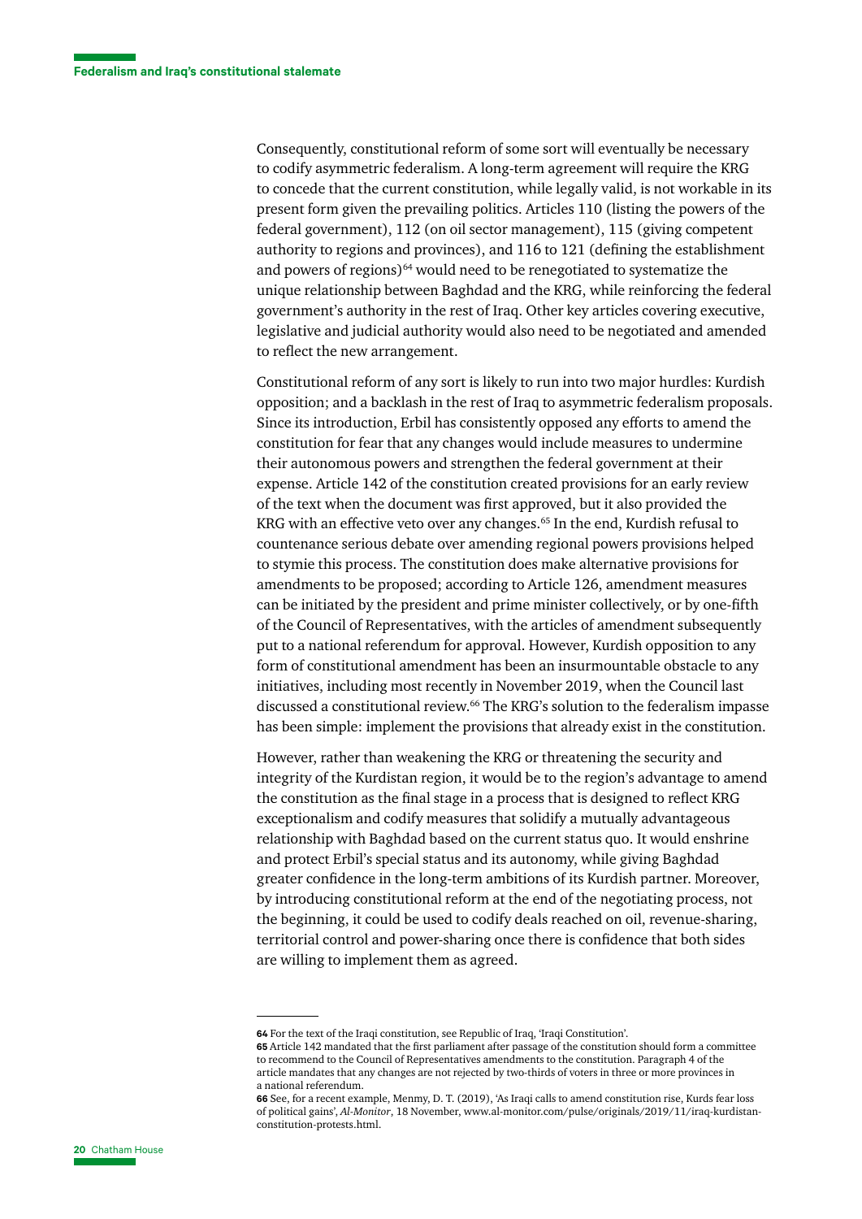Consequently, constitutional reform of some sort will eventually be necessary to codify asymmetric federalism. A long-term agreement will require the KRG to concede that the current constitution, while legally valid, is not workable in its present form given the prevailing politics. Articles 110 (listing the powers of the federal government), 112 (on oil sector management), 115 (giving competent authority to regions and provinces), and 116 to 121 (defining the establishment and powers of regions)[64] would need to be renegotiated to systematize the unique relationship between Baghdad and the KRG, while reinforcing the federal government's authority in the rest of Iraq. Other key articles covering executive, legislative and judicial authority would also need to be negotiated and amended to reflect the new arrangement.

Constitutional reform of any sort is likely to run into two major hurdles: Kurdish opposition; and a backlash in the rest of Iraq to asymmetric federalism proposals. Since its introduction, Erbil has consistently opposed any efforts to amend the constitution for fear that any changes would include measures to undermine their autonomous powers and strengthen the federal government at their expense. Article 142 of the constitution created provisions for an early review of the text when the document was first approved, but it also provided the KRG with an effective veto over any changes.[65] In the end, Kurdish refusal to countenance serious debate over amending regional powers provisions helped to stymie this process. The constitution does make alternative provisions for amendments to be proposed; according to Article 126, amendment measures can be initiated by the president and prime minister collectively, or by one-fifth of the Council of Representatives, with the articles of amendment subsequently put to a national referendum for approval. However, Kurdish opposition to any form of constitutional amendment has been an insurmountable obstacle to any initiatives, including most recently in November 2019, when the Council last discussed a constitutional review.[66] The KRG's solution to the federalism impasse has been simple: implement the provisions that already exist in the constitution.

However, rather than weakening the KRG or threatening the security and integrity of the Kurdistan region, it would be to the region's advantage to amend the constitution as the final stage in a process that is designed to reflect KRG exceptionalism and codify measures that solidify a mutually advantageous relationship with Baghdad based on the current status quo. It would enshrine and protect Erbil's special status and its autonomy, while giving Baghdad greater confidence in the long-term ambitions of its Kurdish partner. Moreover, by introducing constitutional reform at the end of the negotiating process, not the beginning, it could be used to codify deals reached on oil, revenue-sharing, territorial control and power-sharing once there is confidence that both sides are willing to implement them as agreed.

---

**64** For the text of the Iraqi constitution, see Republic of Iraq, 'Iraqi Constitution'.

**65** Article 142 mandated that the first parliament after passage of the constitution should form a committee to recommend to the Council of Representatives amendments to the constitution. Paragraph 4 of the article mandates that any changes are not rejected by two-thirds of voters in three or more provinces in a national referendum.

**66** See, for a recent example, Menmy, D. T. (2019), 'As Iraqi calls to amend constitution rise, Kurds fear loss of political gains', *Al-Monitor*, 18 November, www.al-monitor.com/pulse/originals/2019/11/iraq-kurdistan-constitution-protests.html.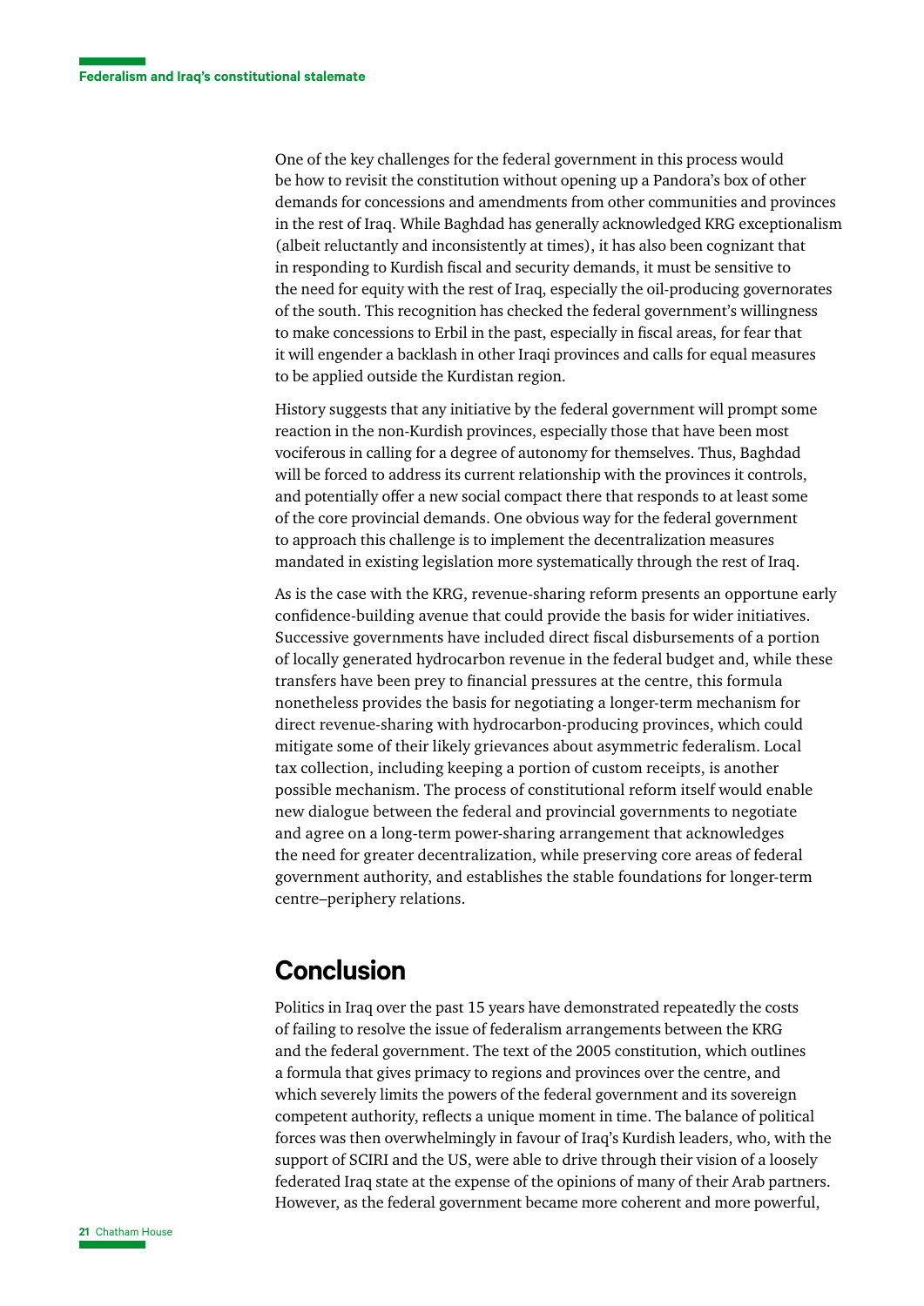One of the key challenges for the federal government in this process would be how to revisit the constitution without opening up a Pandora's box of other demands for concessions and amendments from other communities and provinces in the rest of Iraq. While Baghdad has generally acknowledged KRG exceptionalism (albeit reluctantly and inconsistently at times), it has also been cognizant that in responding to Kurdish fiscal and security demands, it must be sensitive to the need for equity with the rest of Iraq, especially the oil-producing governorates of the south. This recognition has checked the federal government's willingness to make concessions to Erbil in the past, especially in fiscal areas, for fear that it will engender a backlash in other Iraqi provinces and calls for equal measures to be applied outside the Kurdistan region.

History suggests that any initiative by the federal government will prompt some reaction in the non-Kurdish provinces, especially those that have been most vociferous in calling for a degree of autonomy for themselves. Thus, Baghdad will be forced to address its current relationship with the provinces it controls, and potentially offer a new social compact there that responds to at least some of the core provincial demands. One obvious way for the federal government to approach this challenge is to implement the decentralization measures mandated in existing legislation more systematically through the rest of Iraq.

As is the case with the KRG, revenue-sharing reform presents an opportune early confidence-building avenue that could provide the basis for wider initiatives. Successive governments have included direct fiscal disbursements of a portion of locally generated hydrocarbon revenue in the federal budget and, while these transfers have been prey to financial pressures at the centre, this formula nonetheless provides the basis for negotiating a longer-term mechanism for direct revenue-sharing with hydrocarbon-producing provinces, which could mitigate some of their likely grievances about asymmetric federalism. Local tax collection, including keeping a portion of custom receipts, is another possible mechanism. The process of constitutional reform itself would enable new dialogue between the federal and provincial governments to negotiate and agree on a long-term power-sharing arrangement that acknowledges the need for greater decentralization, while preserving core areas of federal government authority, and establishes the stable foundations for longer-term centre–periphery relations.

## Conclusion

Politics in Iraq over the past 15 years have demonstrated repeatedly the costs of failing to resolve the issue of federalism arrangements between the KRG and the federal government. The text of the 2005 constitution, which outlines a formula that gives primacy to regions and provinces over the centre, and which severely limits the powers of the federal government and its sovereign competent authority, reflects a unique moment in time. The balance of political forces was then overwhelmingly in favour of Iraq's Kurdish leaders, who, with the support of SCIRI and the US, were able to drive through their vision of a loosely federated Iraq state at the expense of the opinions of many of their Arab partners. However, as the federal government became more coherent and more powerful,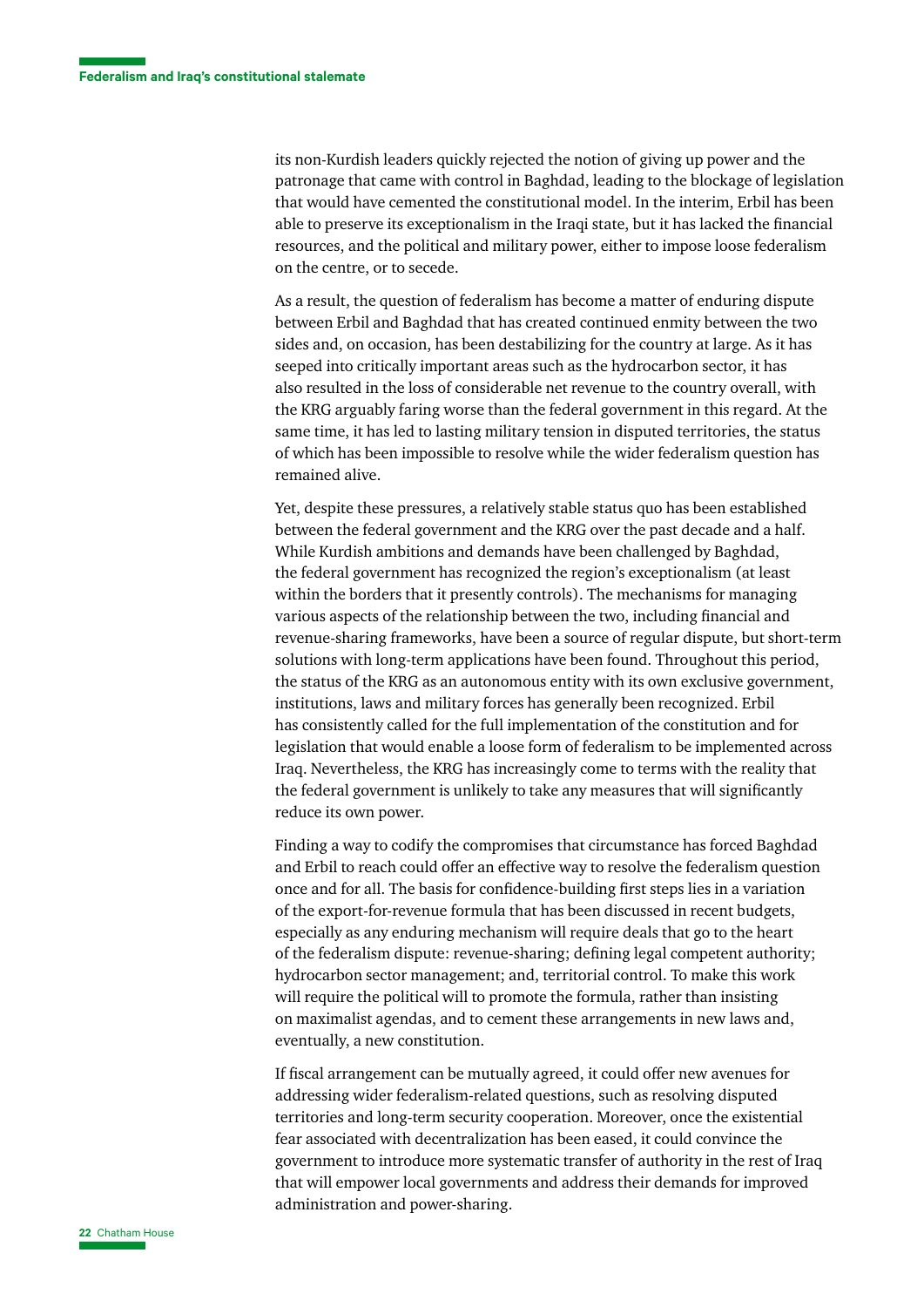its non-Kurdish leaders quickly rejected the notion of giving up power and the patronage that came with control in Baghdad, leading to the blockage of legislation that would have cemented the constitutional model. In the interim, Erbil has been able to preserve its exceptionalism in the Iraqi state, but it has lacked the financial resources, and the political and military power, either to impose loose federalism on the centre, or to secede.

As a result, the question of federalism has become a matter of enduring dispute between Erbil and Baghdad that has created continued enmity between the two sides and, on occasion, has been destabilizing for the country at large. As it has seeped into critically important areas such as the hydrocarbon sector, it has also resulted in the loss of considerable net revenue to the country overall, with the KRG arguably faring worse than the federal government in this regard. At the same time, it has led to lasting military tension in disputed territories, the status of which has been impossible to resolve while the wider federalism question has remained alive.

Yet, despite these pressures, a relatively stable status quo has been established between the federal government and the KRG over the past decade and a half. While Kurdish ambitions and demands have been challenged by Baghdad, the federal government has recognized the region's exceptionalism (at least within the borders that it presently controls). The mechanisms for managing various aspects of the relationship between the two, including financial and revenue-sharing frameworks, have been a source of regular dispute, but short-term solutions with long-term applications have been found. Throughout this period, the status of the KRG as an autonomous entity with its own exclusive government, institutions, laws and military forces has generally been recognized. Erbil has consistently called for the full implementation of the constitution and for legislation that would enable a loose form of federalism to be implemented across Iraq. Nevertheless, the KRG has increasingly come to terms with the reality that the federal government is unlikely to take any measures that will significantly reduce its own power.

Finding a way to codify the compromises that circumstance has forced Baghdad and Erbil to reach could offer an effective way to resolve the federalism question once and for all. The basis for confidence-building first steps lies in a variation of the export-for-revenue formula that has been discussed in recent budgets, especially as any enduring mechanism will require deals that go to the heart of the federalism dispute: revenue-sharing; defining legal competent authority; hydrocarbon sector management; and, territorial control. To make this work will require the political will to promote the formula, rather than insisting on maximalist agendas, and to cement these arrangements in new laws and, eventually, a new constitution.

If fiscal arrangement can be mutually agreed, it could offer new avenues for addressing wider federalism-related questions, such as resolving disputed territories and long-term security cooperation. Moreover, once the existential fear associated with decentralization has been eased, it could convince the government to introduce more systematic transfer of authority in the rest of Iraq that will empower local governments and address their demands for improved administration and power-sharing.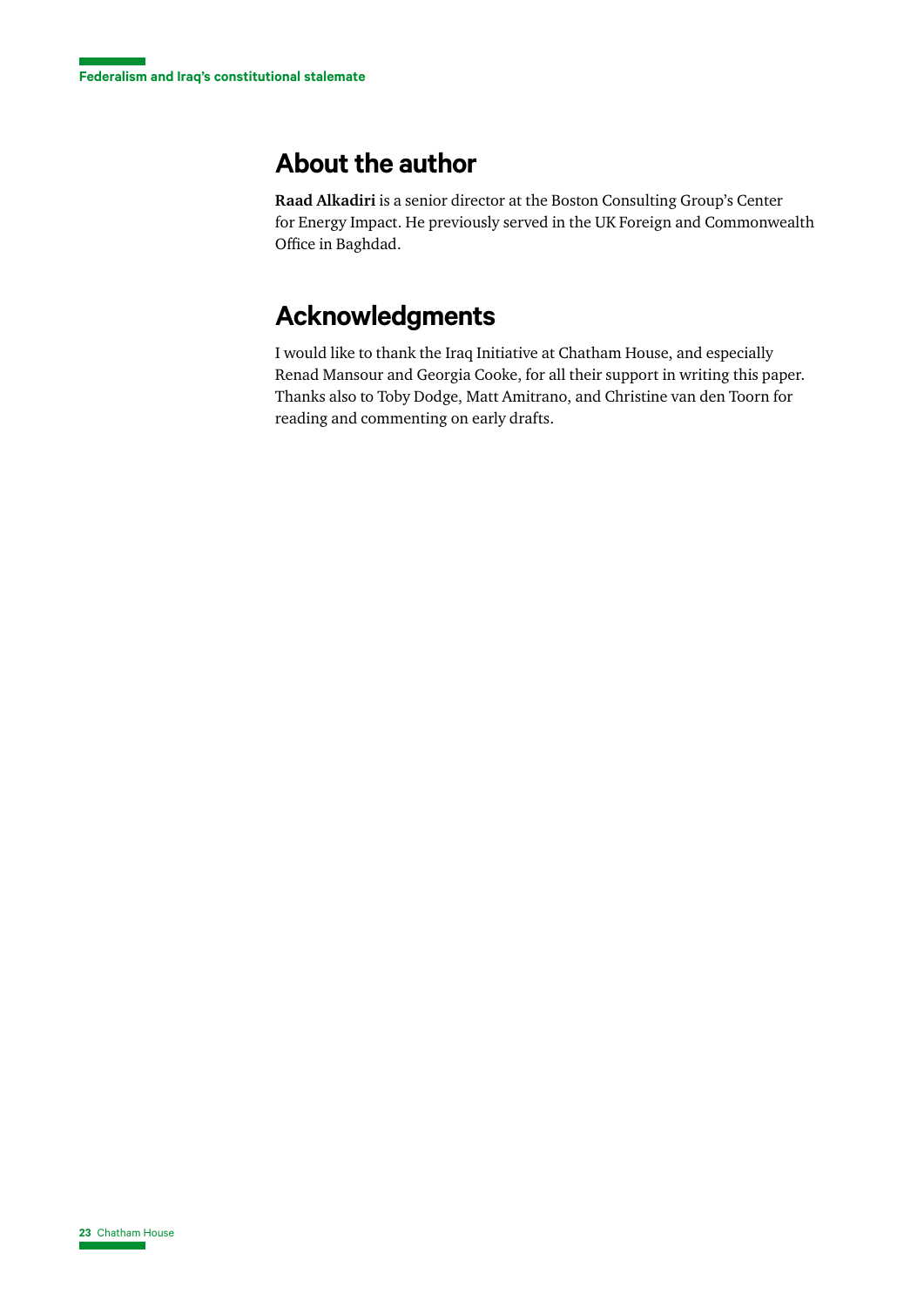## About the author

**Raad Alkadiri** is a senior director at the Boston Consulting Group's Center for Energy Impact. He previously served in the UK Foreign and Commonwealth Office in Baghdad.

## Acknowledgments

I would like to thank the Iraq Initiative at Chatham House, and especially Renad Mansour and Georgia Cooke, for all their support in writing this paper. Thanks also to Toby Dodge, Matt Amitrano, and Christine van den Toorn for reading and commenting on early drafts.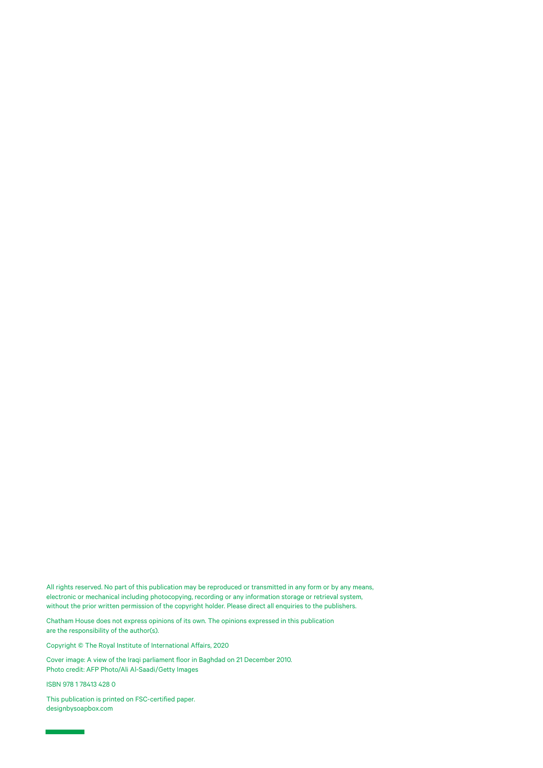All rights reserved. No part of this publication may be reproduced or transmitted in any form or by any means, electronic or mechanical including photocopying, recording or any information storage or retrieval system, without the prior written permission of the copyright holder. Please direct all enquiries to the publishers.

Chatham House does not express opinions of its own. The opinions expressed in this publication are the responsibility of the author(s).

Copyright © The Royal Institute of International Affairs, 2020

Cover image: A view of the Iraqi parliament floor in Baghdad on 21 December 2010.
Photo credit: AFP Photo/Ali Al-Saadi/Getty Images

ISBN 978 1 78413 428 0

This publication is printed on FSC-certified paper.
designbysoapbox.com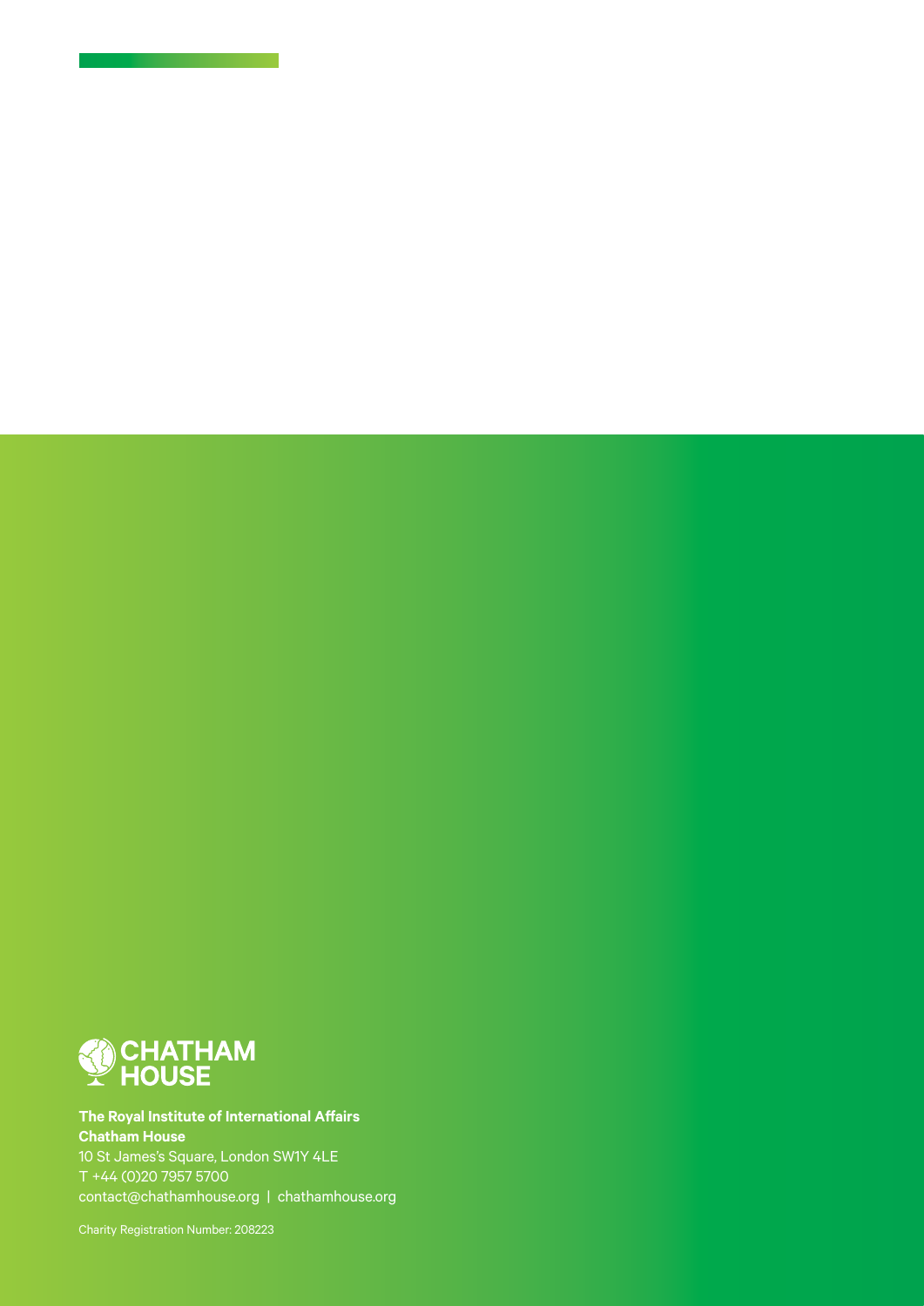CHATHAM HOUSE

**The Royal Institute of International Affairs**
**Chatham House**
10 St James's Square, London SW1Y 4LE
T +44 (0)20 7957 5700
contact@chathamhouse.org | chathamhouse.org

Charity Registration Number: 208223